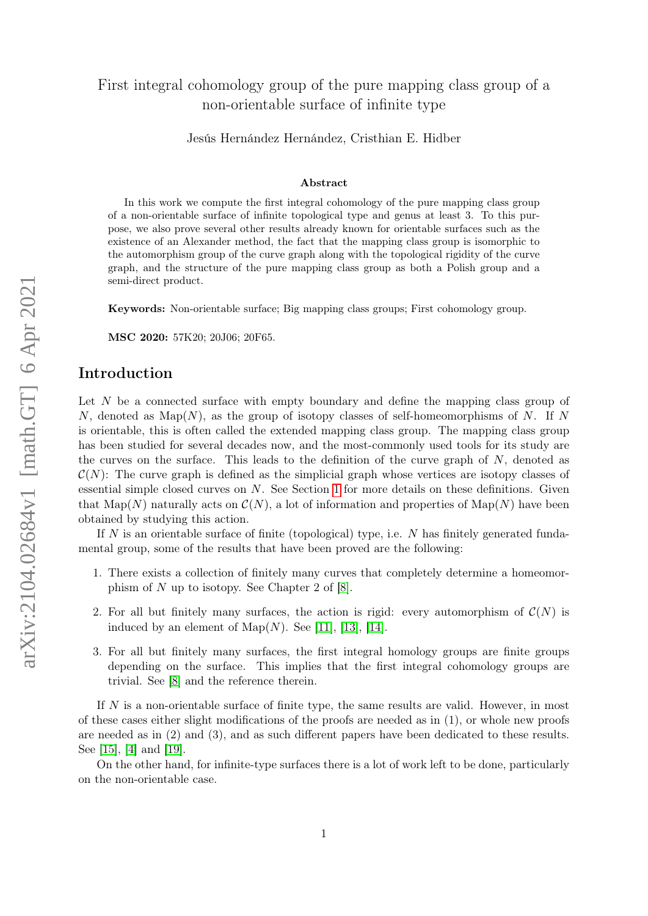# First integral cohomology group of the pure mapping class group of a non-orientable surface of infinite type

Jesús Hernández Hernández, Cristhian E. Hidber

### Abstract

In this work we compute the first integral cohomology of the pure mapping class group of a non-orientable surface of infinite topological type and genus at least 3. To this purpose, we also prove several other results already known for orientable surfaces such as the existence of an Alexander method, the fact that the mapping class group is isomorphic to the automorphism group of the curve graph along with the topological rigidity of the curve graph, and the structure of the pure mapping class group as both a Polish group and a semi-direct product.

**Keywords:** Non-orientable surface; Big mapping class groups; First cohomology group.

**MSC 2020:** 57K20; 20J06; 20F65.

## Introduction

Let $N$ be a connected surface with empty boundary and define the mapping class group of $N$, denoted as $\mathrm{Map}(N)$, as the group of isotopy classes of self-homeomorphisms of $N$. If $N$ is orientable, this is often called the extended mapping class group. The mapping class group has been studied for several decades now, and the most-commonly used tools for its study are the curves on the surface. This leads to the definition of the curve graph of $N$, denoted as $\mathcal{C}(N)$: The curve graph is defined as the simplicial graph whose vertices are isotopy classes of essential simple closed curves on $N$. See Section 1 for more details on these definitions. Given that $\mathrm{Map}(N)$ naturally acts on $\mathcal{C}(N)$, a lot of information and properties of $\mathrm{Map}(N)$ have been obtained by studying this action.

If $N$ is an orientable surface of finite (topological) type, i.e. $N$ has finitely generated fundamental group, some of the results that have been proved are the following:

1. There exists a collection of finitely many curves that completely determine a homeomorphism of $N$ up to isotopy. See Chapter 2 of [8].
2. For all but finitely many surfaces, the action is rigid: every automorphism of $\mathcal{C}(N)$ is induced by an element of $\mathrm{Map}(N)$. See [11], [13], [14].
3. For all but finitely many surfaces, the first integral homology groups are finite groups depending on the surface. This implies that the first integral cohomology groups are trivial. See [8] and the reference therein.

If $N$ is a non-orientable surface of finite type, the same results are valid. However, in most of these cases either slight modifications of the proofs are needed as in (1), or whole new proofs are needed as in (2) and (3), and as such different papers have been dedicated to these results. See [15], [4] and [19].

On the other hand, for infinite-type surfaces there is a lot of work left to be done, particularly on the non-orientable case.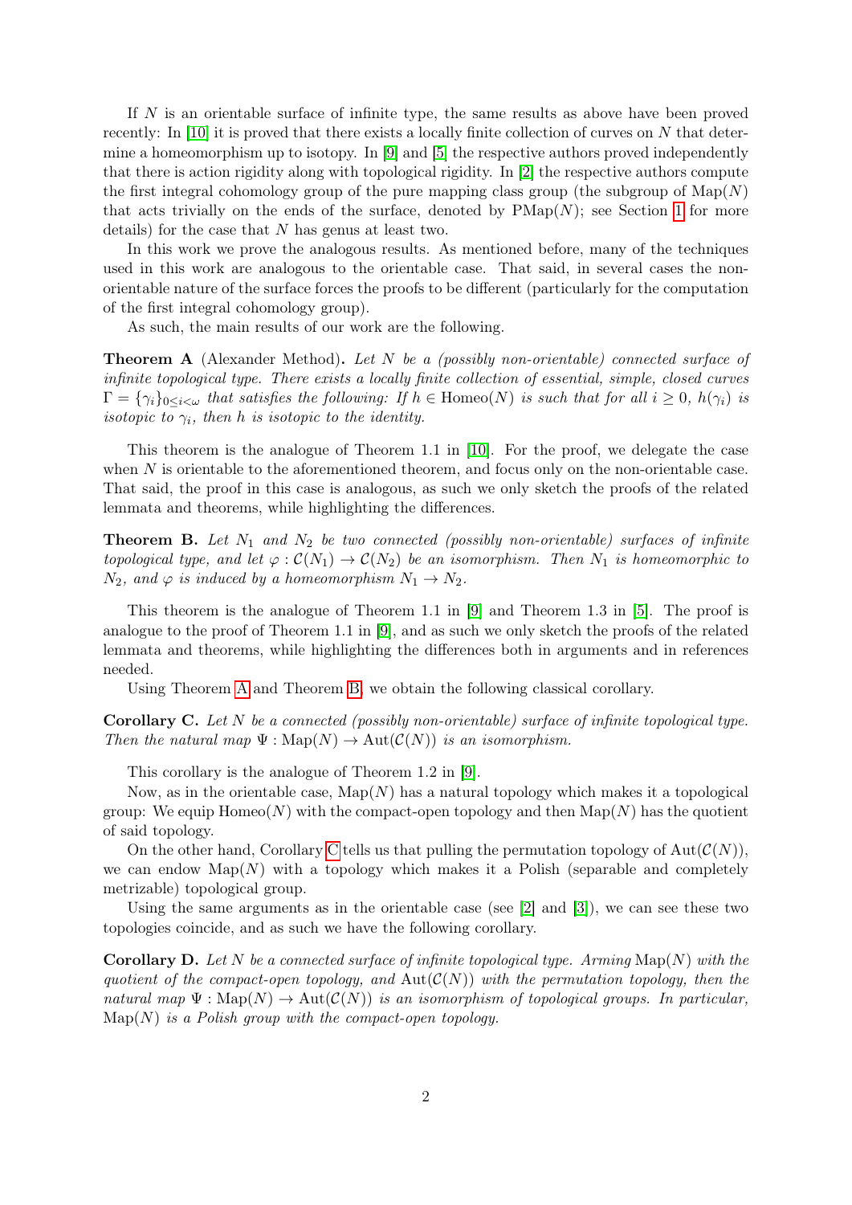If $N$ is an orientable surface of infinite type, the same results as above have been proved recently: In [10] it is proved that there exists a locally finite collection of curves on $N$ that determine a homeomorphism up to isotopy. In [9] and [5] the respective authors proved independently that there is action rigidity along with topological rigidity. In [2] the respective authors compute the first integral cohomology group of the pure mapping class group (the subgroup of $\mathrm{Map}(N)$ that acts trivially on the ends of the surface, denoted by $\mathrm{PMap}(N)$; see Section 1 for more details) for the case that $N$ has genus at least two.

In this work we prove the analogous results. As mentioned before, many of the techniques used in this work are analogous to the orientable case. That said, in several cases the non-orientable nature of the surface forces the proofs to be different (particularly for the computation of the first integral cohomology group).

As such, the main results of our work are the following.

**Theorem A** (Alexander Method)**.** *Let $N$ be a (possibly non-orientable) connected surface of infinite topological type. There exists a locally finite collection of essential, simple, closed curves $\Gamma = \{\gamma_i\}_{0\leq i<\omega}$ that satisfies the following: If $h \in \mathrm{Homeo}(N)$ is such that for all $i \geq 0$, $h(\gamma_i)$ is isotopic to $\gamma_i$, then $h$ is isotopic to the identity.*

This theorem is the analogue of Theorem 1.1 in [10]. For the proof, we delegate the case when $N$ is orientable to the aforementioned theorem, and focus only on the non-orientable case. That said, the proof in this case is analogous, as such we only sketch the proofs of the related lemmata and theorems, while highlighting the differences.

**Theorem B.** *Let $N_1$ and $N_2$ be two connected (possibly non-orientable) surfaces of infinite topological type, and let $\varphi : \mathcal{C}(N_1) \to \mathcal{C}(N_2)$ be an isomorphism. Then $N_1$ is homeomorphic to $N_2$, and $\varphi$ is induced by a homeomorphism $N_1 \to N_2$.*

This theorem is the analogue of Theorem 1.1 in [9] and Theorem 1.3 in [5]. The proof is analogue to the proof of Theorem 1.1 in [9], and as such we only sketch the proofs of the related lemmata and theorems, while highlighting the differences both in arguments and in references needed.

Using Theorem A and Theorem B, we obtain the following classical corollary.

**Corollary C.** *Let $N$ be a connected (possibly non-orientable) surface of infinite topological type. Then the natural map $\Psi : \mathrm{Map}(N) \to \mathrm{Aut}(\mathcal{C}(N))$ is an isomorphism.*

This corollary is the analogue of Theorem 1.2 in [9].

Now, as in the orientable case, $\mathrm{Map}(N)$ has a natural topology which makes it a topological group: We equip $\mathrm{Homeo}(N)$ with the compact-open topology and then $\mathrm{Map}(N)$ has the quotient of said topology.

On the other hand, Corollary C tells us that pulling the permutation topology of $\mathrm{Aut}(\mathcal{C}(N))$, we can endow $\mathrm{Map}(N)$ with a topology which makes it a Polish (separable and completely metrizable) topological group.

Using the same arguments as in the orientable case (see [2] and [3]), we can see these two topologies coincide, and as such we have the following corollary.

**Corollary D.** *Let $N$ be a connected surface of infinite topological type. Arming $\mathrm{Map}(N)$ with the quotient of the compact-open topology, and $\mathrm{Aut}(\mathcal{C}(N))$ with the permutation topology, then the natural map $\Psi : \mathrm{Map}(N) \to \mathrm{Aut}(\mathcal{C}(N))$ is an isomorphism of topological groups. In particular, $\mathrm{Map}(N)$ is a Polish group with the compact-open topology.*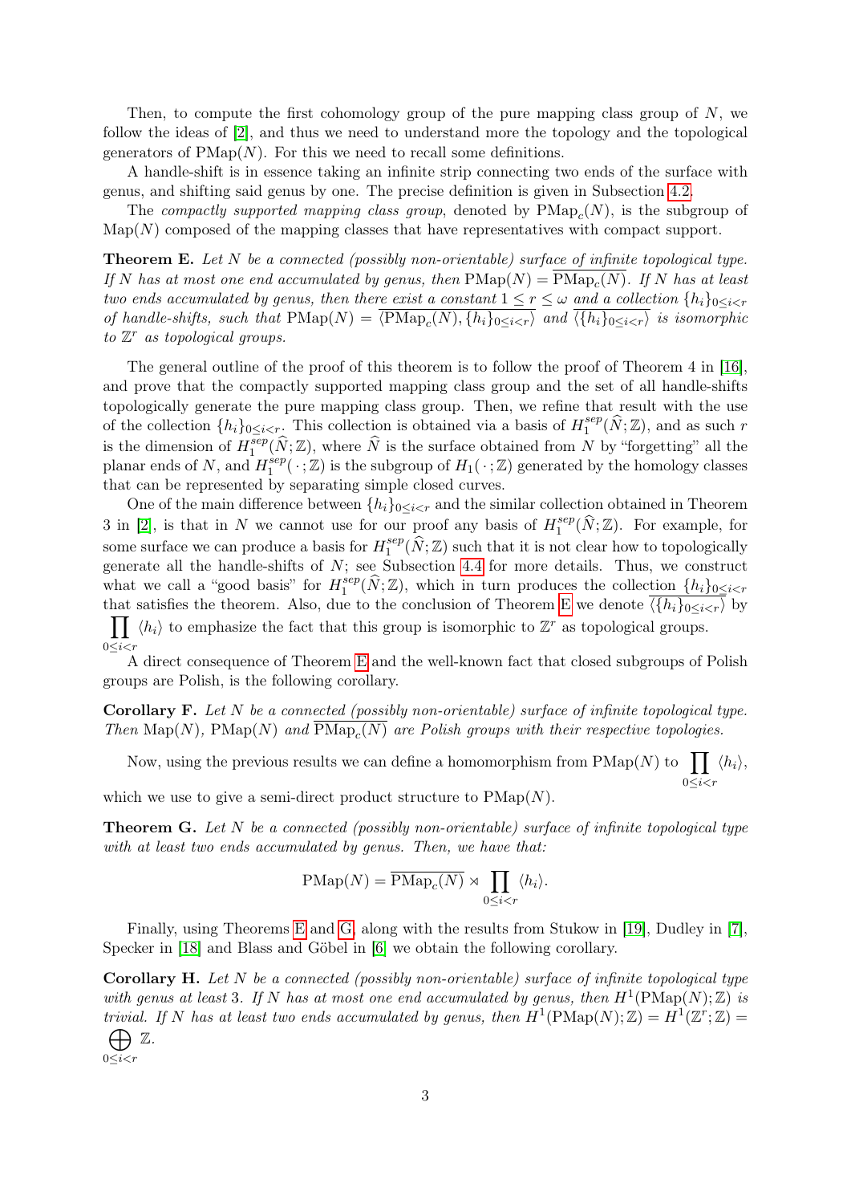Then, to compute the first cohomology group of the pure mapping class group of $N$, we follow the ideas of [2], and thus we need to understand more the topology and the topological generators of $\mathrm{PMap}(N)$. For this we need to recall some definitions.

A handle-shift is in essence taking an infinite strip connecting two ends of the surface with genus, and shifting said genus by one. The precise definition is given in Subsection 4.2.

The *compactly supported mapping class group*, denoted by $\mathrm{PMap}_c(N)$, is the subgroup of $\mathrm{Map}(N)$ composed of the mapping classes that have representatives with compact support.

**Theorem E.** *Let $N$ be a connected (possibly non-orientable) surface of infinite topological type. If $N$ has at most one end accumulated by genus, then $\mathrm{PMap}(N) = \overline{\mathrm{PMap}_c(N)}$. If $N$ has at least two ends accumulated by genus, then there exist a constant $1 \leq r \leq \omega$ and a collection $\{h_i\}_{0\leq i<r}$ of handle-shifts, such that $\mathrm{PMap}(N) = \overline{\langle \mathrm{PMap}_c(N), \{h_i\}_{0\leq i<r}\rangle}$ and $\overline{\langle \{h_i\}_{0\leq i<r}\rangle}$ is isomorphic to $\mathbb{Z}^r$ as topological groups.*

The general outline of the proof of this theorem is to follow the proof of Theorem 4 in [16], and prove that the compactly supported mapping class group and the set of all handle-shifts topologically generate the pure mapping class group. Then, we refine that result with the use of the collection $\{h_i\}_{0\leq i<r}$. This collection is obtained via a basis of $H_1^{sep}(\widehat{N};\mathbb{Z})$, and as such $r$ is the dimension of $H_1^{sep}(\widehat{N};\mathbb{Z})$, where $\widehat{N}$ is the surface obtained from $N$ by "forgetting" all the planar ends of $N$, and $H_1^{sep}(\,\cdot\,;\mathbb{Z})$ is the subgroup of $H_1(\,\cdot\,;\mathbb{Z})$ generated by the homology classes that can be represented by separating simple closed curves.

One of the main difference between $\{h_i\}_{0\leq i<r}$ and the similar collection obtained in Theorem 3 in [2], is that in $N$ we cannot use for our proof any basis of $H_1^{sep}(\widehat{N};\mathbb{Z})$. For example, for some surface we can produce a basis for $H_1^{sep}(\widehat{N};\mathbb{Z})$ such that it is not clear how to topologically generate all the handle-shifts of $N$; see Subsection 4.4 for more details. Thus, we construct what we call a "good basis" for $H_1^{sep}(\widehat{N};\mathbb{Z})$, which in turn produces the collection $\{h_i\}_{0\leq i<r}$ that satisfies the theorem. Also, due to the conclusion of Theorem E we denote $\overline{\langle \{h_i\}_{0\leq i<r}\rangle}$ by $\prod_{0\leq i<r} \langle h_i\rangle$ to emphasize the fact that this group is isomorphic to $\mathbb{Z}^r$ as topological groups.

A direct consequence of Theorem E and the well-known fact that closed subgroups of Polish groups are Polish, is the following corollary.

**Corollary F.** *Let $N$ be a connected (possibly non-orientable) surface of infinite topological type. Then $\mathrm{Map}(N)$, $\mathrm{PMap}(N)$ and $\overline{\mathrm{PMap}_c(N)}$ are Polish groups with their respective topologies.*

Now, using the previous results we can define a homomorphism from $\mathrm{PMap}(N)$ to $\prod_{0\leq i<r} \langle h_i\rangle$, which we use to give a semi-direct product structure to $\mathrm{PMap}(N)$.

**Theorem G.** *Let $N$ be a connected (possibly non-orientable) surface of infinite topological type with at least two ends accumulated by genus. Then, we have that:*

$$\mathrm{PMap}(N) = \overline{\mathrm{PMap}_c(N)} \rtimes \prod_{0\leq i<r} \langle h_i\rangle.$$

Finally, using Theorems E and G, along with the results from Stukow in [19], Dudley in [7], Specker in [18] and Blass and Göbel in [6] we obtain the following corollary.

**Corollary H.** *Let $N$ be a connected (possibly non-orientable) surface of infinite topological type with genus at least 3. If $N$ has at most one end accumulated by genus, then $H^1(\mathrm{PMap}(N);\mathbb{Z})$ is trivial. If $N$ has at least two ends accumulated by genus, then $H^1(\mathrm{PMap}(N);\mathbb{Z}) = H^1(\mathbb{Z}^r;\mathbb{Z}) = \bigoplus_{0\leq i<r} \mathbb{Z}$.*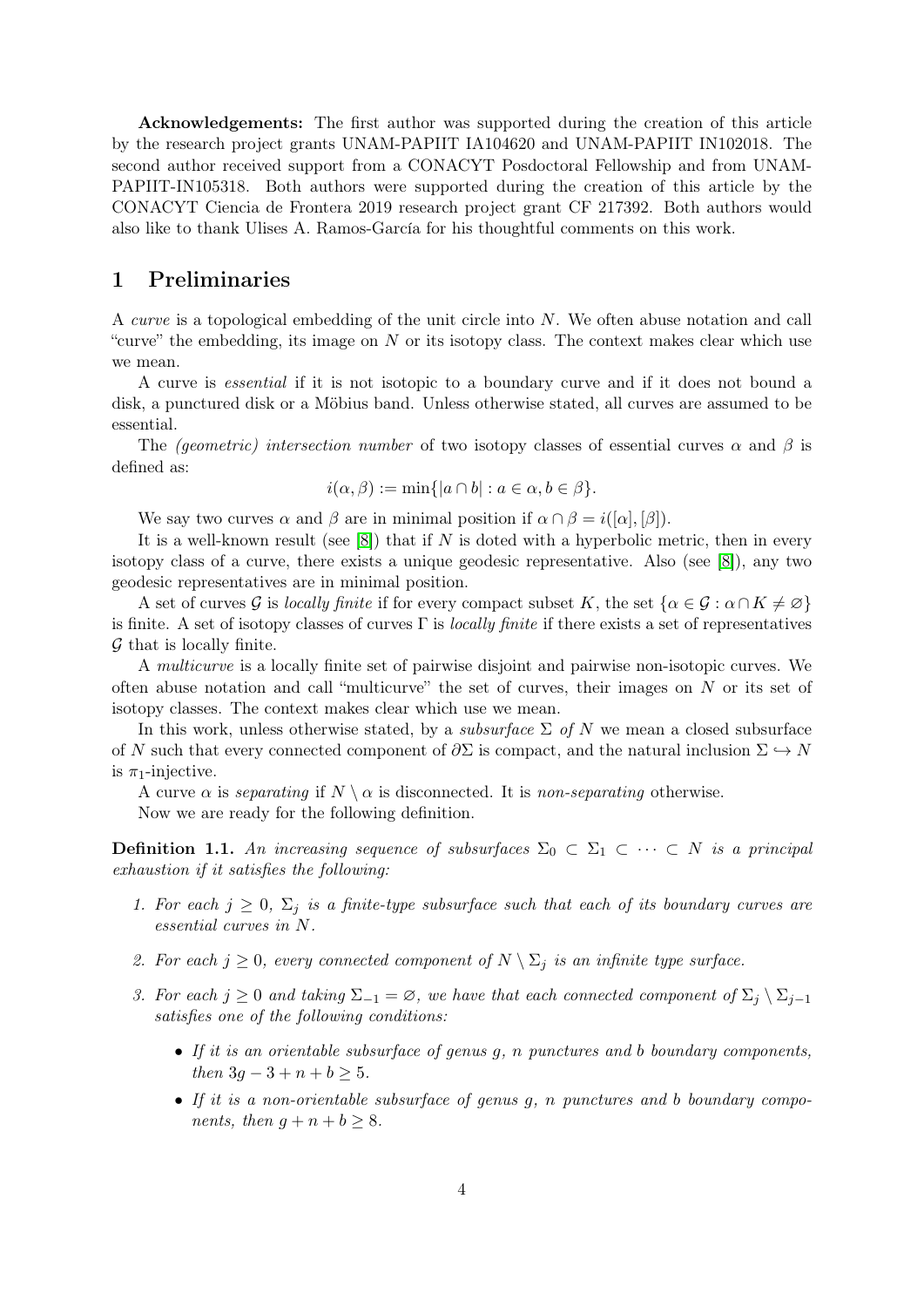**Acknowledgements:** The first author was supported during the creation of this article by the research project grants UNAM-PAPIIT IA104620 and UNAM-PAPIIT IN102018. The second author received support from a CONACYT Posdoctoral Fellowship and from UNAM-PAPIIT-IN105318. Both authors were supported during the creation of this article by the CONACYT Ciencia de Frontera 2019 research project grant CF 217392. Both authors would also like to thank Ulises A. Ramos-García for his thoughtful comments on this work.

# 1 Preliminaries

A *curve* is a topological embedding of the unit circle into $N$. We often abuse notation and call "curve" the embedding, its image on $N$ or its isotopy class. The context makes clear which use we mean.

A curve is *essential* if it is not isotopic to a boundary curve and if it does not bound a disk, a punctured disk or a Möbius band. Unless otherwise stated, all curves are assumed to be essential.

The *(geometric) intersection number* of two isotopy classes of essential curves $\alpha$ and $\beta$ is defined as:

$$i(\alpha, \beta) := \min\{|a \cap b| : a \in \alpha, b \in \beta\}.$$

We say two curves $\alpha$ and $\beta$ are in minimal position if $\alpha \cap \beta = i([\alpha], [\beta])$.

It is a well-known result (see [8]) that if $N$ is doted with a hyperbolic metric, then in every isotopy class of a curve, there exists a unique geodesic representative. Also (see [8]), any two geodesic representatives are in minimal position.

A set of curves $\mathcal{G}$ is *locally finite* if for every compact subset $K$, the set $\{\alpha \in \mathcal{G} : \alpha \cap K \neq \varnothing\}$ is finite. A set of isotopy classes of curves $\Gamma$ is *locally finite* if there exists a set of representatives $\mathcal{G}$ that is locally finite.

A *multicurve* is a locally finite set of pairwise disjoint and pairwise non-isotopic curves. We often abuse notation and call "multicurve" the set of curves, their images on $N$ or its set of isotopy classes. The context makes clear which use we mean.

In this work, unless otherwise stated, by a *subsurface* $\Sigma$ *of* $N$ we mean a closed subsurface of $N$ such that every connected component of $\partial\Sigma$ is compact, and the natural inclusion $\Sigma \hookrightarrow N$ is $\pi_1$-injective.

A curve $\alpha$ is *separating* if $N \setminus \alpha$ is disconnected. It is *non-separating* otherwise.

Now we are ready for the following definition.

**Definition 1.1.** *An increasing sequence of subsurfaces $\Sigma_0 \subset \Sigma_1 \subset \cdots \subset N$ is a principal exhaustion if it satisfies the following:*

1. *For each $j \geq 0$, $\Sigma_j$ is a finite-type subsurface such that each of its boundary curves are essential curves in $N$.*
2. *For each $j \geq 0$, every connected component of $N \setminus \Sigma_j$ is an infinite type surface.*
3. *For each $j \geq 0$ and taking $\Sigma_{-1} = \varnothing$, we have that each connected component of $\Sigma_j \setminus \Sigma_{j-1}$ satisfies one of the following conditions:*
   - *If it is an orientable subsurface of genus $g$, $n$ punctures and $b$ boundary components, then $3g - 3 + n + b \geq 5$.*
   - *If it is a non-orientable subsurface of genus $g$, $n$ punctures and $b$ boundary components, then $g + n + b \geq 8$.*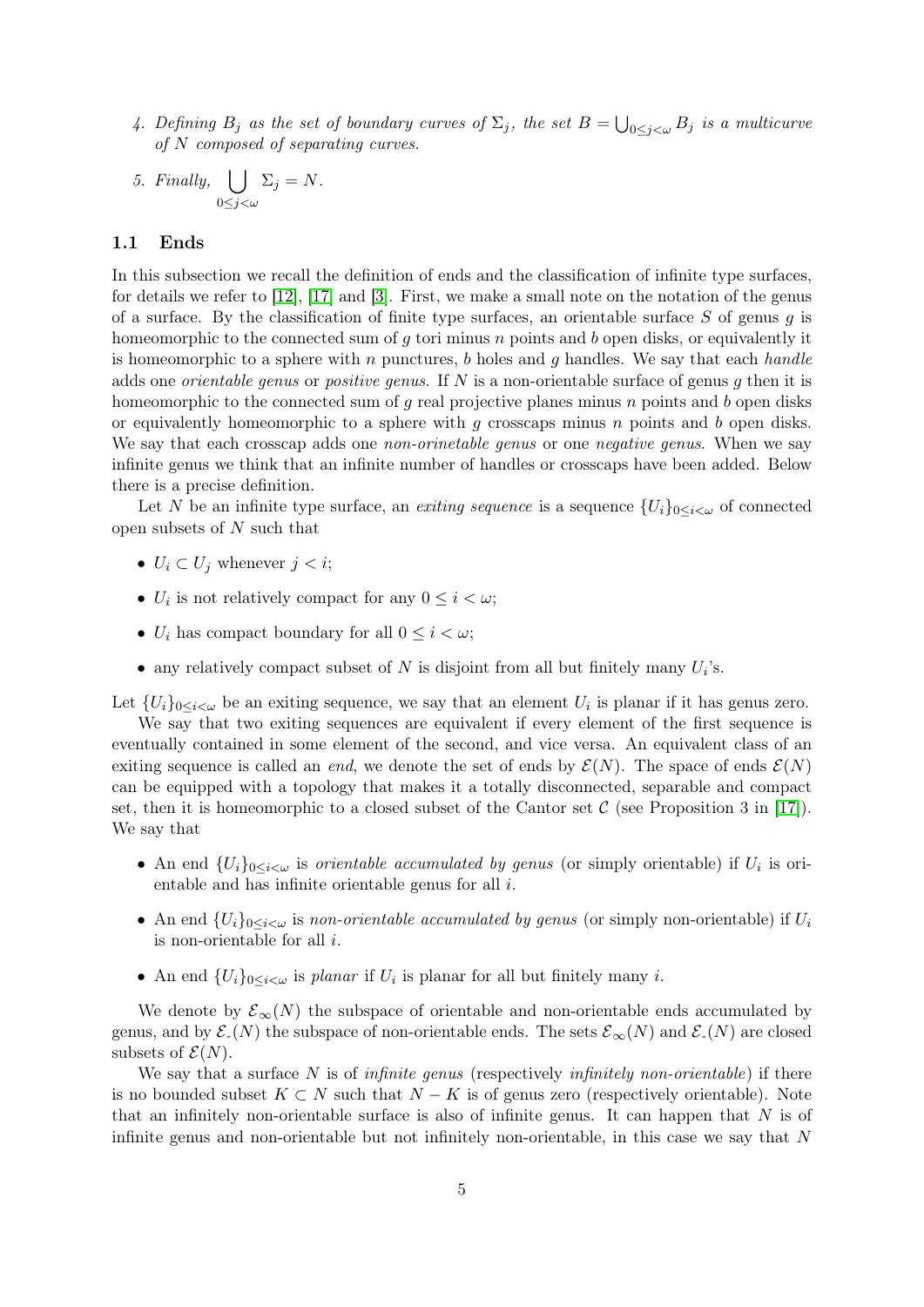4. *Defining $B_j$ as the set of boundary curves of $\Sigma_j$, the set $B = \bigcup_{0 \leq j < \omega} B_j$ is a multicurve of $N$ composed of separating curves.*

5. *Finally,* $\bigcup_{0 \leq j < \omega} \Sigma_j = N$.

## 1.1 Ends

In this subsection we recall the definition of ends and the classification of infinite type surfaces, for details we refer to [12], [17] and [3]. First, we make a small note on the notation of the genus of a surface. By the classification of finite type surfaces, an orientable surface $S$ of genus $g$ is homeomorphic to the connected sum of $g$ tori minus $n$ points and $b$ open disks, or equivalently it is homeomorphic to a sphere with $n$ punctures, $b$ holes and $g$ handles. We say that each *handle* adds one *orientable genus* or *positive genus*. If $N$ is a non-orientable surface of genus $g$ then it is homeomorphic to the connected sum of $g$ real projective planes minus $n$ points and $b$ open disks or equivalently homeomorphic to a sphere with $g$ crosscaps minus $n$ points and $b$ open disks. We say that each crosscap adds one *non-orinetable genus* or one *negative genus.* When we say infinite genus we think that an infinite number of handles or crosscaps have been added. Below there is a precise definition.

Let $N$ be an infinite type surface, an *exiting sequence* is a sequence $\{U_i\}_{0 \leq i < \omega}$ of connected open subsets of $N$ such that

- $U_i \subset U_j$ whenever $j < i$;
- $U_i$ is not relatively compact for any $0 \leq i < \omega$;
- $U_i$ has compact boundary for all $0 \leq i < \omega$;
- any relatively compact subset of $N$ is disjoint from all but finitely many $U_i$'s.

Let $\{U_i\}_{0 \leq i < \omega}$ be an exiting sequence, we say that an element $U_i$ is planar if it has genus zero.

We say that two exiting sequences are equivalent if every element of the first sequence is eventually contained in some element of the second, and vice versa. An equivalent class of an exiting sequence is called an *end*, we denote the set of ends by $\mathcal{E}(N)$. The space of ends $\mathcal{E}(N)$ can be equipped with a topology that makes it a totally disconnected, separable and compact set, then it is homeomorphic to a closed subset of the Cantor set $\mathcal{C}$ (see Proposition 3 in [17]). We say that

- An end $\{U_i\}_{0 \leq i < \omega}$ is *orientable accumulated by genus* (or simply orientable) if $U_i$ is orientable and has infinite orientable genus for all $i$.
- An end $\{U_i\}_{0 \leq i < \omega}$ is *non-orientable accumulated by genus* (or simply non-orientable) if $U_i$ is non-orientable for all $i$.
- An end $\{U_i\}_{0 \leq i < \omega}$ is *planar* if $U_i$ is planar for all but finitely many $i$.

We denote by $\mathcal{E}_\infty(N)$ the subspace of orientable and non-orientable ends accumulated by genus, and by $\mathcal{E}_-(N)$ the subspace of non-orientable ends. The sets $\mathcal{E}_\infty(N)$ and $\mathcal{E}_-(N)$ are closed subsets of $\mathcal{E}(N)$.

We say that a surface $N$ is of *infinite genus* (respectively *infinitely non-orientable*) if there is no bounded subset $K \subset N$ such that $N - K$ is of genus zero (respectively orientable). Note that an infinitely non-orientable surface is also of infinite genus. It can happen that $N$ is of infinite genus and non-orientable but not infinitely non-orientable, in this case we say that $N$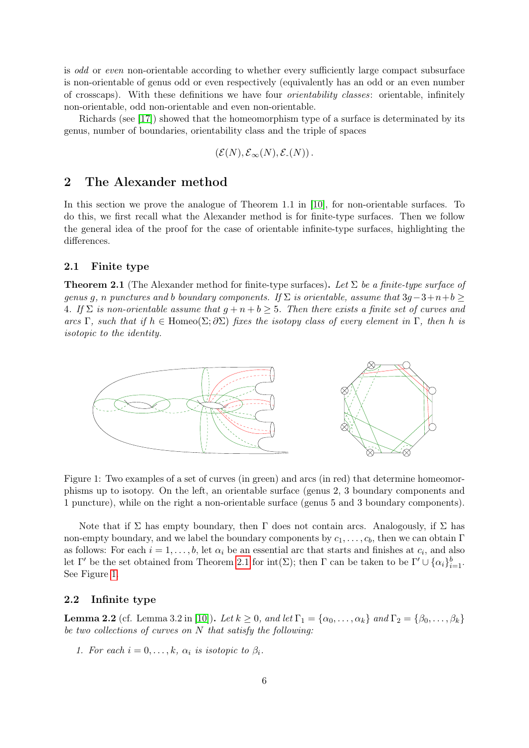is *odd* or *even* non-orientable according to whether every sufficiently large compact subsurface is non-orientable of genus odd or even respectively (equivalently has an odd or an even number of crosscaps). With these definitions we have four *orientability classes*: orientable, infinitely non-orientable, odd non-orientable and even non-orientable.

Richards (see [17]) showed that the homeomorphism type of a surface is determined by its genus, number of boundaries, orientability class and the triple of spaces

$$(\mathcal{E}(N), \mathcal{E}_\infty(N), \mathcal{E}_-(N)).$$

## 2 The Alexander method

In this section we prove the analogue of Theorem 1.1 in [10], for non-orientable surfaces. To do this, we first recall what the Alexander method is for finite-type surfaces. Then we follow the general idea of the proof for the case of orientable infinite-type surfaces, highlighting the differences.

### 2.1 Finite type

**Theorem 2.1** (The Alexander method for finite-type surfaces)**.** *Let $\Sigma$ be a finite-type surface of genus $g$, $n$ punctures and $b$ boundary components. If $\Sigma$ is orientable, assume that $3g-3+n+b \geq 4$. If $\Sigma$ is non-orientable assume that $g+n+b \geq 5$. Then there exists a finite set of curves and arcs $\Gamma$, such that if $h \in \mathrm{Homeo}(\Sigma; \partial\Sigma)$ fixes the isotopy class of every element in $\Gamma$, then $h$ is isotopic to the identity.*

Figure 1: Two examples of a set of curves (in green) and arcs (in red) that determine homeomorphisms up to isotopy. On the left, an orientable surface (genus 2, 3 boundary components and 1 puncture), while on the right a non-orientable surface (genus 5 and 3 boundary components).

Note that if $\Sigma$ has empty boundary, then $\Gamma$ does not contain arcs. Analogously, if $\Sigma$ has non-empty boundary, and we label the boundary components by $c_1, \ldots, c_b$, then we can obtain $\Gamma$ as follows: For each $i = 1, \ldots, b$, let $\alpha_i$ be an essential arc that starts and finishes at $c_i$, and also let $\Gamma'$ be the set obtained from Theorem 2.1 for $\mathrm{int}(\Sigma)$; then $\Gamma$ can be taken to be $\Gamma' \cup \{\alpha_i\}_{i=1}^b$. See Figure 1.

### 2.2 Infinite type

**Lemma 2.2** (cf. Lemma 3.2 in [10])**.** *Let $k \geq 0$, and let $\Gamma_1 = \{\alpha_0, \ldots, \alpha_k\}$ and $\Gamma_2 = \{\beta_0, \ldots, \beta_k\}$ be two collections of curves on $N$ that satisfy the following:*

1. *For each $i = 0, \ldots, k$, $\alpha_i$ is isotopic to $\beta_i$.*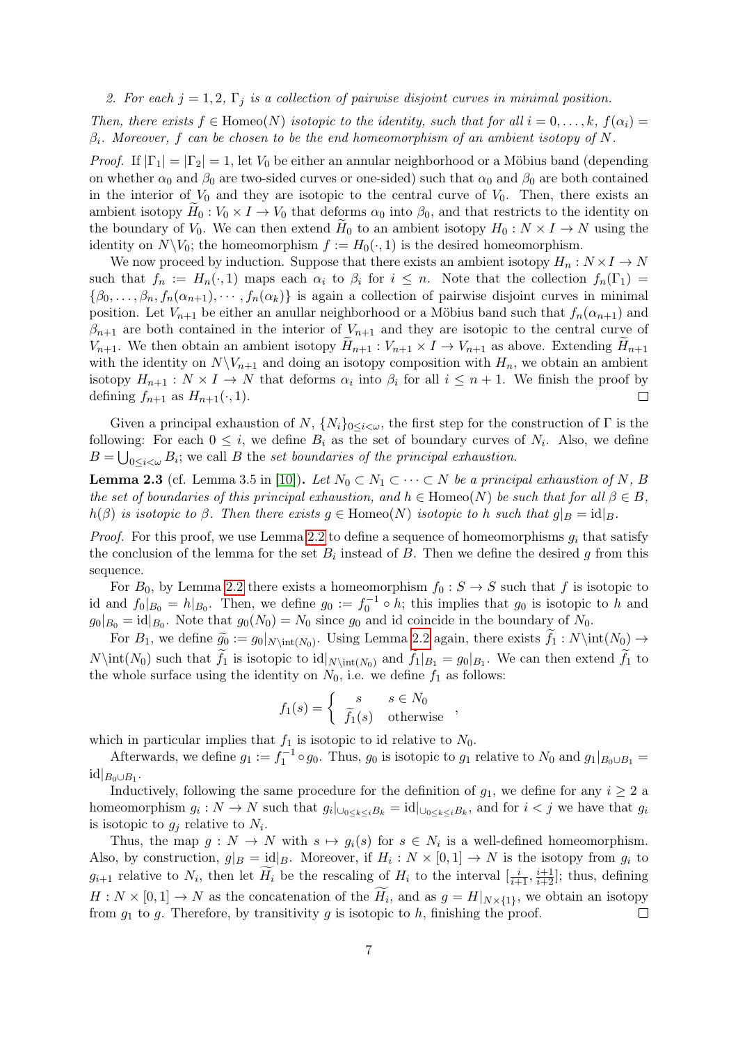2. *For each $j = 1, 2$, $\Gamma_j$ is a collection of pairwise disjoint curves in minimal position.*

*Then, there exists $f \in \mathrm{Homeo}(N)$ isotopic to the identity, such that for all $i = 0, \ldots, k$, $f(\alpha_i) = \beta_i$. Moreover, $f$ can be chosen to be the end homeomorphism of an ambient isotopy of $N$.*

*Proof.* If $|\Gamma_1| = |\Gamma_2| = 1$, let $V_0$ be either an annular neighborhood or a Möbius band (depending on whether $\alpha_0$ and $\beta_0$ are two-sided curves or one-sided) such that $\alpha_0$ and $\beta_0$ are both contained in the interior of $V_0$ and they are isotopic to the central curve of $V_0$. Then, there exists an ambient isotopy $\widetilde{H}_0 : V_0 \times I \to V_0$ that deforms $\alpha_0$ into $\beta_0$, and that restricts to the identity on the boundary of $V_0$. We can then extend $\widetilde{H}_0$ to an ambient isotopy $H_0 : N \times I \to N$ using the identity on $N \backslash V_0$; the homeomorphism $f := H_0(\cdot, 1)$ is the desired homeomorphism.

We now proceed by induction. Suppose that there exists an ambient isotopy $H_n : N \times I \to N$ such that $f_n := H_n(\cdot, 1)$ maps each $\alpha_i$ to $\beta_i$ for $i \leq n$. Note that the collection $f_n(\Gamma_1) = \{\beta_0, \ldots, \beta_n, f_n(\alpha_{n+1}), \cdots, f_n(\alpha_k)\}$ is again a collection of pairwise disjoint curves in minimal position. Let $V_{n+1}$ be either an anullar neighborhood or a Möbius band such that $f_n(\alpha_{n+1})$ and $\beta_{n+1}$ are both contained in the interior of $V_{n+1}$ and they are isotopic to the central curve of $V_{n+1}$. We then obtain an ambient isotopy $\widetilde{H}_{n+1} : V_{n+1} \times I \to V_{n+1}$ as above. Extending $\widetilde{H}_{n+1}$ with the identity on $N \backslash V_{n+1}$ and doing an isotopy composition with $H_n$, we obtain an ambient isotopy $H_{n+1} : N \times I \to N$ that deforms $\alpha_i$ into $\beta_i$ for all $i \leq n+1$. We finish the proof by defining $f_{n+1}$ as $H_{n+1}(\cdot, 1)$. $\square$

Given a principal exhaustion of $N$, $\{N_i\}_{0 \leq i < \omega}$, the first step for the construction of $\Gamma$ is the following: For each $0 \leq i$, we define $B_i$ as the set of boundary curves of $N_i$. Also, we define $B = \bigcup_{0 \leq i < \omega} B_i$; we call $B$ the *set boundaries of the principal exhaustion*.

**Lemma 2.3** (cf. Lemma 3.5 in [10])**.** *Let $N_0 \subset N_1 \subset \cdots \subset N$ be a principal exhaustion of $N$, $B$ the set of boundaries of this principal exhaustion, and $h \in \mathrm{Homeo}(N)$ be such that for all $\beta \in B$, $h(\beta)$ is isotopic to $\beta$. Then there exists $g \in \mathrm{Homeo}(N)$ isotopic to $h$ such that $g|_B = \mathrm{id}|_B$.*

*Proof.* For this proof, we use Lemma 2.2 to define a sequence of homeomorphisms $g_i$ that satisfy the conclusion of the lemma for the set $B_i$ instead of $B$. Then we define the desired $g$ from this sequence.

For $B_0$, by Lemma 2.2 there exists a homeomorphism $f_0 : S \to S$ such that $f$ is isotopic to id and $f_0|_{B_0} = h|_{B_0}$. Then, we define $g_0 := f_0^{-1} \circ h$; this implies that $g_0$ is isotopic to $h$ and $g_0|_{B_0} = \mathrm{id}|_{B_0}$. Note that $g_0(N_0) = N_0$ since $g_0$ and id coincide in the boundary of $N_0$.

For $B_1$, we define $\widetilde{g}_0 := g_0|_{N \backslash \mathrm{int}(N_0)}$. Using Lemma 2.2 again, there exists $\widetilde{f}_1 : N \backslash \mathrm{int}(N_0) \to N \backslash \mathrm{int}(N_0)$ such that $\widetilde{f}_1$ is isotopic to $\mathrm{id}|_{N \backslash \mathrm{int}(N_0)}$ and $\widetilde{f}_1|_{B_1} = g_0|_{B_1}$. We can then extend $\widetilde{f}_1$ to the whole surface using the identity on $N_0$, i.e. we define $f_1$ as follows:

$$f_1(s) = \begin{cases} s & s \in N_0 \\ \widetilde{f}_1(s) & \text{otherwise} \end{cases},$$

which in particular implies that $f_1$ is isotopic to id relative to $N_0$.

Afterwards, we define $g_1 := f_1^{-1} \circ g_0$. Thus, $g_0$ is isotopic to $g_1$ relative to $N_0$ and $g_1|_{B_0 \cup B_1} = \mathrm{id}|_{B_0 \cup B_1}$.

Inductively, following the same procedure for the definition of $g_1$, we define for any $i \geq 2$ a homeomorphism $g_i : N \to N$ such that $g_i|_{\cup_{0 \leq k \leq i} B_k} = \mathrm{id}|_{\cup_{0 \leq k \leq i} B_k}$, and for $i < j$ we have that $g_i$ is isotopic to $g_j$ relative to $N_i$.

Thus, the map $g : N \to N$ with $s \mapsto g_i(s)$ for $s \in N_i$ is a well-defined homeomorphism. Also, by construction, $g|_B = \mathrm{id}|_B$. Moreover, if $H_i : N \times [0, 1] \to N$ is the isotopy from $g_i$ to $g_{i+1}$ relative to $N_i$, then let $\widetilde{H}_i$ be the rescaling of $H_i$ to the interval $[\frac{i}{i+1}, \frac{i+1}{i+2}]$; thus, defining $H : N \times [0, 1] \to N$ as the concatenation of the $\widetilde{H}_i$, and as $g = H|_{N \times \{1\}}$, we obtain an isotopy from $g_1$ to $g$. Therefore, by transitivity $g$ is isotopic to $h$, finishing the proof. $\square$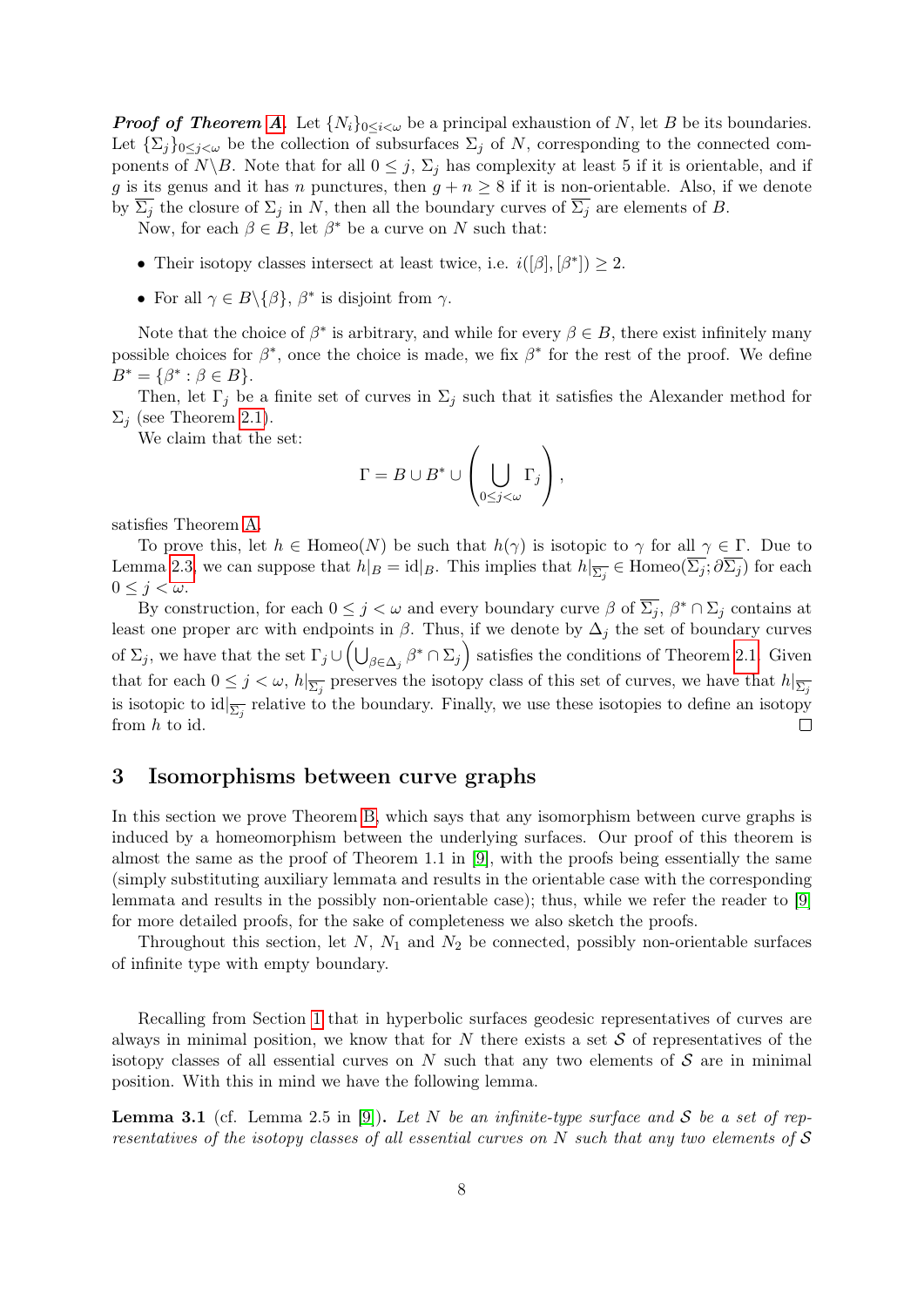***Proof of Theorem A.*** Let $\{N_i\}_{0\leq i<\omega}$ be a principal exhaustion of $N$, let $B$ be its boundaries. Let $\{\Sigma_j\}_{0\leq j<\omega}$ be the collection of subsurfaces $\Sigma_j$ of $N$, corresponding to the connected components of $N\backslash B$. Note that for all $0 \leq j$, $\Sigma_j$ has complexity at least 5 if it is orientable, and if $g$ is its genus and it has $n$ punctures, then $g + n \geq 8$ if it is non-orientable. Also, if we denote by $\overline{\Sigma_j}$ the closure of $\Sigma_j$ in $N$, then all the boundary curves of $\overline{\Sigma_j}$ are elements of $B$.

Now, for each $\beta \in B$, let $\beta^*$ be a curve on $N$ such that:

- Their isotopy classes intersect at least twice, i.e. $i([\beta], [\beta^*]) \geq 2$.
- For all $\gamma \in B\backslash\{\beta\}$, $\beta^*$ is disjoint from $\gamma$.

Note that the choice of $\beta^*$ is arbitrary, and while for every $\beta \in B$, there exist infinitely many possible choices for $\beta^*$, once the choice is made, we fix $\beta^*$ for the rest of the proof. We define $B^* = \{\beta^* : \beta \in B\}$.

Then, let $\Gamma_j$ be a finite set of curves in $\Sigma_j$ such that it satisfies the Alexander method for $\Sigma_j$ (see Theorem 2.1).

We claim that the set:

$$\Gamma = B \cup B^* \cup \left(\bigcup_{0\leq j<\omega} \Gamma_j\right),$$

satisfies Theorem A.

To prove this, let $h \in \mathrm{Homeo}(N)$ be such that $h(\gamma)$ is isotopic to $\gamma$ for all $\gamma \in \Gamma$. Due to Lemma 2.3, we can suppose that $h|_B = \mathrm{id}|_B$. This implies that $h|_{\overline{\Sigma_j}} \in \mathrm{Homeo}(\overline{\Sigma_j}; \partial\overline{\Sigma_j})$ for each $0 \leq j < \omega$.

By construction, for each $0 \leq j < \omega$ and every boundary curve $\beta$ of $\overline{\Sigma_j}$, $\beta^* \cap \Sigma_j$ contains at least one proper arc with endpoints in $\beta$. Thus, if we denote by $\Delta_j$ the set of boundary curves of $\Sigma_j$, we have that the set $\Gamma_j \cup \left(\bigcup_{\beta\in\Delta_j} \beta^* \cap \Sigma_j\right)$ satisfies the conditions of Theorem 2.1. Given that for each $0 \leq j < \omega$, $h|_{\overline{\Sigma_j}}$ preserves the isotopy class of this set of curves, we have that $h|_{\overline{\Sigma_j}}$ is isotopic to $\mathrm{id}|_{\overline{\Sigma_j}}$ relative to the boundary. Finally, we use these isotopies to define an isotopy from $h$ to id. □

## 3 Isomorphisms between curve graphs

In this section we prove Theorem B, which says that any isomorphism between curve graphs is induced by a homeomorphism between the underlying surfaces. Our proof of this theorem is almost the same as the proof of Theorem 1.1 in [9], with the proofs being essentially the same (simply substituting auxiliary lemmata and results in the orientable case with the corresponding lemmata and results in the possibly non-orientable case); thus, while we refer the reader to [9] for more detailed proofs, for the sake of completeness we also sketch the proofs.

Throughout this section, let $N$, $N_1$ and $N_2$ be connected, possibly non-orientable surfaces of infinite type with empty boundary.

Recalling from Section 1 that in hyperbolic surfaces geodesic representatives of curves are always in minimal position, we know that for $N$ there exists a set $\mathcal{S}$ of representatives of the isotopy classes of all essential curves on $N$ such that any two elements of $\mathcal{S}$ are in minimal position. With this in mind we have the following lemma.

**Lemma 3.1** (cf. Lemma 2.5 in [9]). *Let $N$ be an infinite-type surface and $\mathcal{S}$ be a set of representatives of the isotopy classes of all essential curves on $N$ such that any two elements of $\mathcal{S}$*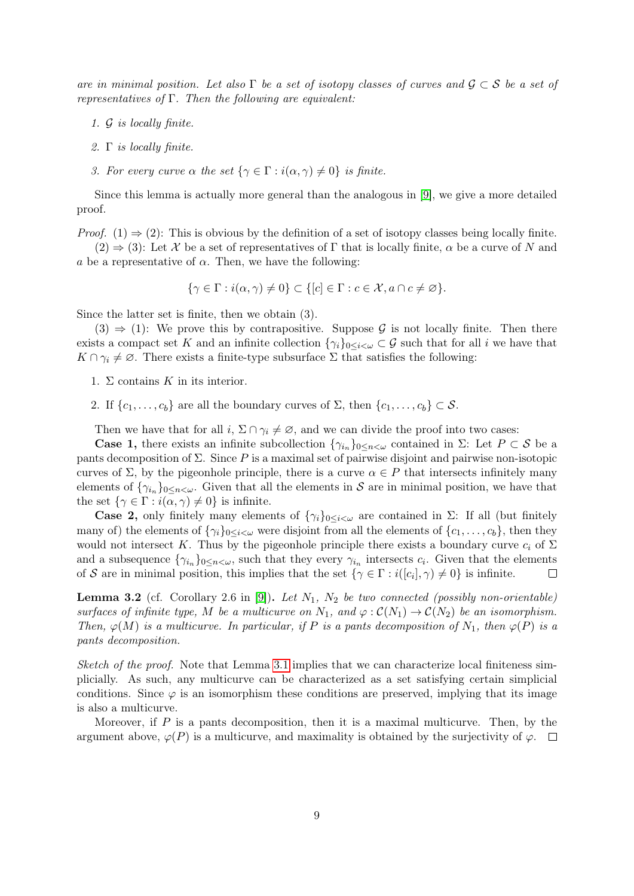*are in minimal position. Let also $\Gamma$ be a set of isotopy classes of curves and $\mathcal{G} \subset \mathcal{S}$ be a set of representatives of $\Gamma$. Then the following are equivalent:*

1. *$\mathcal{G}$ is locally finite.*
2. *$\Gamma$ is locally finite.*
3. *For every curve $\alpha$ the set $\{\gamma \in \Gamma : i(\alpha, \gamma) \neq 0\}$ is finite.*

Since this lemma is actually more general than the analogous in [9], we give a more detailed proof.

*Proof.* (1) $\Rightarrow$ (2): This is obvious by the definition of a set of isotopy classes being locally finite.

(2) $\Rightarrow$ (3): Let $\mathcal{X}$ be a set of representatives of $\Gamma$ that is locally finite, $\alpha$ be a curve of $N$ and $a$ be a representative of $\alpha$. Then, we have the following:

$$\{\gamma \in \Gamma : i(\alpha, \gamma) \neq 0\} \subset \{[c] \in \Gamma : c \in \mathcal{X}, a \cap c \neq \varnothing\}.$$

Since the latter set is finite, then we obtain (3).

(3) $\Rightarrow$ (1): We prove this by contrapositive. Suppose $\mathcal{G}$ is not locally finite. Then there exists a compact set $K$ and an infinite collection $\{\gamma_i\}_{0 \leq i < \omega} \subset \mathcal{G}$ such that for all $i$ we have that $K \cap \gamma_i \neq \varnothing$. There exists a finite-type subsurface $\Sigma$ that satisfies the following:

1. $\Sigma$ contains $K$ in its interior.
2. If $\{c_1, \ldots, c_b\}$ are all the boundary curves of $\Sigma$, then $\{c_1, \ldots, c_b\} \subset \mathcal{S}$.

Then we have that for all $i$, $\Sigma \cap \gamma_i \neq \varnothing$, and we can divide the proof into two cases:

**Case 1,** there exists an infinite subcollection $\{\gamma_{i_n}\}_{0 \leq n < \omega}$ contained in $\Sigma$: Let $P \subset \mathcal{S}$ be a pants decomposition of $\Sigma$. Since $P$ is a maximal set of pairwise disjoint and pairwise non-isotopic curves of $\Sigma$, by the pigeonhole principle, there is a curve $\alpha \in P$ that intersects infinitely many elements of $\{\gamma_{i_n}\}_{0 \leq n < \omega}$. Given that all the elements in $\mathcal{S}$ are in minimal position, we have that the set $\{\gamma \in \Gamma : i(\alpha, \gamma) \neq 0\}$ is infinite.

**Case 2,** only finitely many elements of $\{\gamma_i\}_{0 \leq i < \omega}$ are contained in $\Sigma$: If all (but finitely many of) the elements of $\{\gamma_i\}_{0 \leq i < \omega}$ were disjoint from all the elements of $\{c_1, \ldots, c_b\}$, then they would not intersect $K$. Thus by the pigeonhole principle there exists a boundary curve $c_i$ of $\Sigma$ and a subsequence $\{\gamma_{i_n}\}_{0 \leq n < \omega}$, such that they every $\gamma_{i_n}$ intersects $c_i$. Given that the elements of $\mathcal{S}$ are in minimal position, this implies that the set $\{\gamma \in \Gamma : i([c_i], \gamma) \neq 0\}$ is infinite. $\square$

**Lemma 3.2** (cf. Corollary 2.6 in [9])**.** *Let $N_1$, $N_2$ be two connected (possibly non-orientable) surfaces of infinite type, $M$ be a multicurve on $N_1$, and $\varphi : \mathcal{C}(N_1) \to \mathcal{C}(N_2)$ be an isomorphism. Then, $\varphi(M)$ is a multicurve. In particular, if $P$ is a pants decomposition of $N_1$, then $\varphi(P)$ is a pants decomposition.*

*Sketch of the proof.* Note that Lemma 3.1 implies that we can characterize local finiteness simplicially. As such, any multicurve can be characterized as a set satisfying certain simplicial conditions. Since $\varphi$ is an isomorphism these conditions are preserved, implying that its image is also a multicurve.

Moreover, if $P$ is a pants decomposition, then it is a maximal multicurve. Then, by the argument above, $\varphi(P)$ is a multicurve, and maximality is obtained by the surjectivity of $\varphi$. $\square$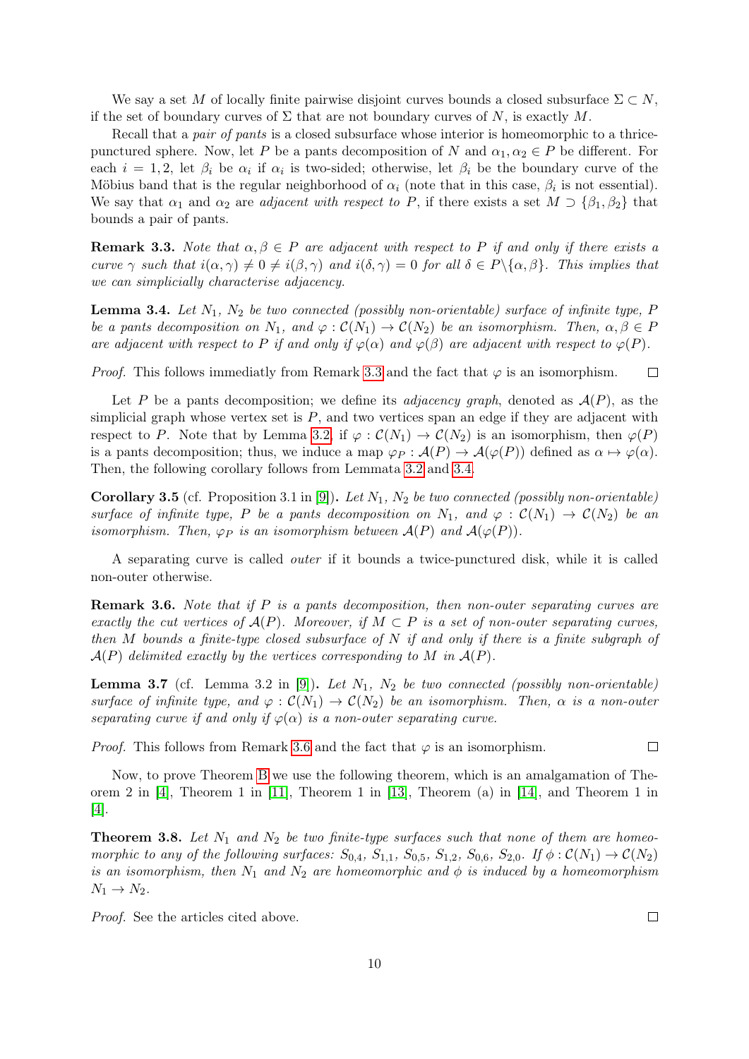We say a set $M$ of locally finite pairwise disjoint curves bounds a closed subsurface $\Sigma \subset N$, if the set of boundary curves of $\Sigma$ that are not boundary curves of $N$, is exactly $M$.

Recall that a *pair of pants* is a closed subsurface whose interior is homeomorphic to a thrice-punctured sphere. Now, let $P$ be a pants decomposition of $N$ and $\alpha_1, \alpha_2 \in P$ be different. For each $i = 1, 2$, let $\beta_i$ be $\alpha_i$ if $\alpha_i$ is two-sided; otherwise, let $\beta_i$ be the boundary curve of the Möbius band that is the regular neighborhood of $\alpha_i$ (note that in this case, $\beta_i$ is not essential). We say that $\alpha_1$ and $\alpha_2$ are *adjacent with respect to* $P$, if there exists a set $M \supset \{\beta_1, \beta_2\}$ that bounds a pair of pants.

**Remark 3.3.** *Note that $\alpha, \beta \in P$ are adjacent with respect to $P$ if and only if there exists a curve $\gamma$ such that $i(\alpha, \gamma) \neq 0 \neq i(\beta, \gamma)$ and $i(\delta, \gamma) = 0$ for all $\delta \in P \backslash \{\alpha, \beta\}$. This implies that we can simplicially characterise adjacency.*

**Lemma 3.4.** *Let $N_1$, $N_2$ be two connected (possibly non-orientable) surface of infinite type, $P$ be a pants decomposition on $N_1$, and $\varphi : \mathcal{C}(N_1) \to \mathcal{C}(N_2)$ be an isomorphism. Then, $\alpha, \beta \in P$ are adjacent with respect to $P$ if and only if $\varphi(\alpha)$ and $\varphi(\beta)$ are adjacent with respect to $\varphi(P)$.*

*Proof.* This follows immediatly from Remark 3.3 and the fact that $\varphi$ is an isomorphism. $\square$

Let $P$ be a pants decomposition; we define its *adjacency graph*, denoted as $\mathcal{A}(P)$, as the simplicial graph whose vertex set is $P$, and two vertices span an edge if they are adjacent with respect to $P$. Note that by Lemma 3.2, if $\varphi : \mathcal{C}(N_1) \to \mathcal{C}(N_2)$ is an isomorphism, then $\varphi(P)$ is a pants decomposition; thus, we induce a map $\varphi_P : \mathcal{A}(P) \to \mathcal{A}(\varphi(P))$ defined as $\alpha \mapsto \varphi(\alpha)$. Then, the following corollary follows from Lemmata 3.2 and 3.4.

**Corollary 3.5** (cf. Proposition 3.1 in [9])**.** *Let $N_1$, $N_2$ be two connected (possibly non-orientable) surface of infinite type, $P$ be a pants decomposition on $N_1$, and $\varphi : \mathcal{C}(N_1) \to \mathcal{C}(N_2)$ be an isomorphism. Then, $\varphi_P$ is an isomorphism between $\mathcal{A}(P)$ and $\mathcal{A}(\varphi(P))$.*

A separating curve is called *outer* if it bounds a twice-punctured disk, while it is called non-outer otherwise.

**Remark 3.6.** *Note that if $P$ is a pants decomposition, then non-outer separating curves are exactly the cut vertices of $\mathcal{A}(P)$. Moreover, if $M \subset P$ is a set of non-outer separating curves, then $M$ bounds a finite-type closed subsurface of $N$ if and only if there is a finite subgraph of $\mathcal{A}(P)$ delimited exactly by the vertices corresponding to $M$ in $\mathcal{A}(P)$.*

**Lemma 3.7** (cf. Lemma 3.2 in [9])**.** *Let $N_1$, $N_2$ be two connected (possibly non-orientable) surface of infinite type, and $\varphi : \mathcal{C}(N_1) \to \mathcal{C}(N_2)$ be an isomorphism. Then, $\alpha$ is a non-outer separating curve if and only if $\varphi(\alpha)$ is a non-outer separating curve.*

*Proof.* This follows from Remark 3.6 and the fact that $\varphi$ is an isomorphism. $\square$

Now, to prove Theorem B we use the following theorem, which is an amalgamation of Theorem 2 in [4], Theorem 1 in [11], Theorem 1 in [13], Theorem (a) in [14], and Theorem 1 in [4].

**Theorem 3.8.** *Let $N_1$ and $N_2$ be two finite-type surfaces such that none of them are homeomorphic to any of the following surfaces: $S_{0,4}$, $S_{1,1}$, $S_{0,5}$, $S_{1,2}$, $S_{0,6}$, $S_{2,0}$. If $\phi : \mathcal{C}(N_1) \to \mathcal{C}(N_2)$ is an isomorphism, then $N_1$ and $N_2$ are homeomorphic and $\phi$ is induced by a homeomorphism $N_1 \to N_2$.*

*Proof.* See the articles cited above. $\square$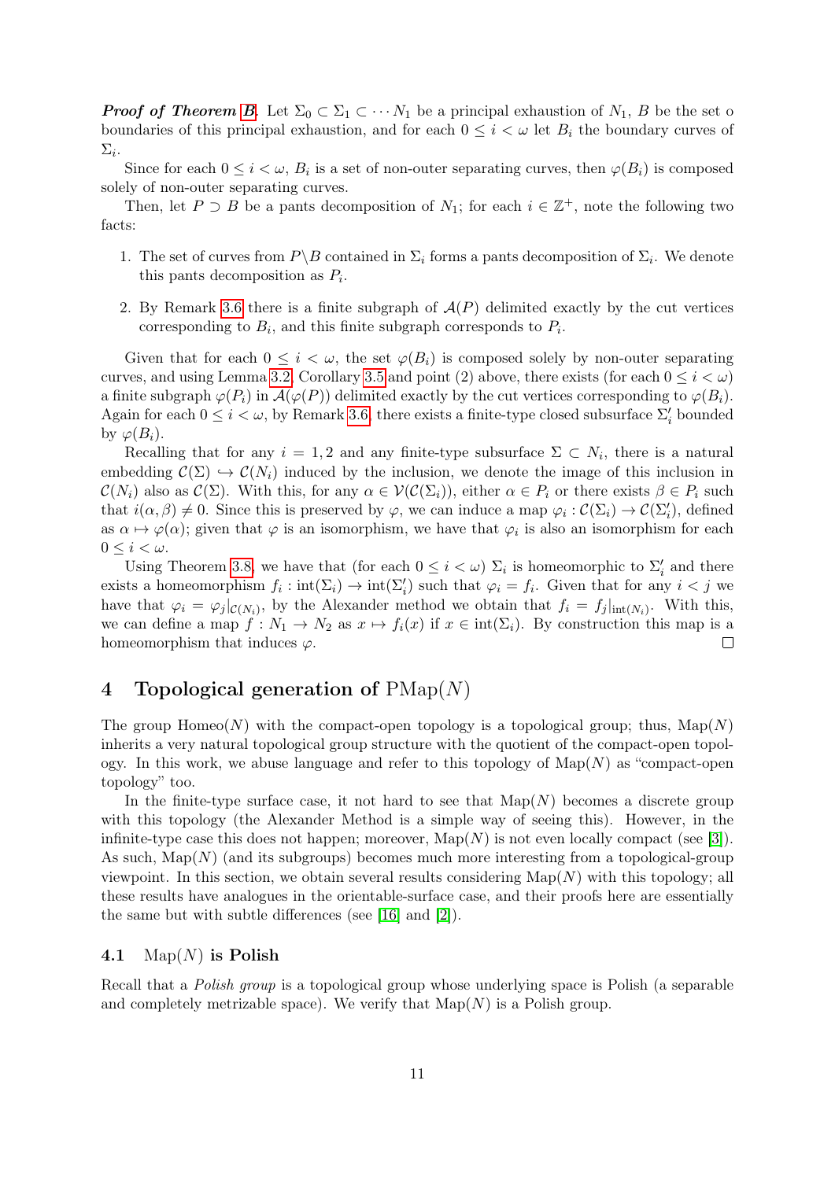***Proof of Theorem B.*** Let $\Sigma_0 \subset \Sigma_1 \subset \cdots N_1$ be a principal exhaustion of $N_1$, $B$ be the set o boundaries of this principal exhaustion, and for each $0 \leq i < \omega$ let $B_i$ the boundary curves of $\Sigma_i$.

Since for each $0 \leq i < \omega$, $B_i$ is a set of non-outer separating curves, then $\varphi(B_i)$ is composed solely of non-outer separating curves.

Then, let $P \supset B$ be a pants decomposition of $N_1$; for each $i \in \mathbb{Z}^+$, note the following two facts:

1. The set of curves from $P \backslash B$ contained in $\Sigma_i$ forms a pants decomposition of $\Sigma_i$. We denote this pants decomposition as $P_i$.
2. By Remark 3.6 there is a finite subgraph of $\mathcal{A}(P)$ delimited exactly by the cut vertices corresponding to $B_i$, and this finite subgraph corresponds to $P_i$.

Given that for each $0 \leq i < \omega$, the set $\varphi(B_i)$ is composed solely by non-outer separating curves, and using Lemma 3.2, Corollary 3.5 and point (2) above, there exists (for each $0 \leq i < \omega$) a finite subgraph $\varphi(P_i)$ in $\mathcal{A}(\varphi(P))$ delimited exactly by the cut vertices corresponding to $\varphi(B_i)$. Again for each $0 \leq i < \omega$, by Remark 3.6, there exists a finite-type closed subsurface $\Sigma_i'$ bounded by $\varphi(B_i)$.

Recalling that for any $i = 1, 2$ and any finite-type subsurface $\Sigma \subset N_i$, there is a natural embedding $\mathcal{C}(\Sigma) \hookrightarrow \mathcal{C}(N_i)$ induced by the inclusion, we denote the image of this inclusion in $\mathcal{C}(N_i)$ also as $\mathcal{C}(\Sigma)$. With this, for any $\alpha \in \mathcal{V}(\mathcal{C}(\Sigma_i))$, either $\alpha \in P_i$ or there exists $\beta \in P_i$ such that $i(\alpha, \beta) \neq 0$. Since this is preserved by $\varphi$, we can induce a map $\varphi_i : \mathcal{C}(\Sigma_i) \to \mathcal{C}(\Sigma_i')$, defined as $\alpha \mapsto \varphi(\alpha)$; given that $\varphi$ is an isomorphism, we have that $\varphi_i$ is also an isomorphism for each $0 \leq i < \omega$.

Using Theorem 3.8, we have that (for each $0 \leq i < \omega$) $\Sigma_i$ is homeomorphic to $\Sigma_i'$ and there exists a homeomorphism $f_i : \mathrm{int}(\Sigma_i) \to \mathrm{int}(\Sigma_i')$ such that $\varphi_i = f_i$. Given that for any $i < j$ we have that $\varphi_i = \varphi_j|_{\mathcal{C}(N_i)}$, by the Alexander method we obtain that $f_i = f_j|_{\mathrm{int}(N_i)}$. With this, we can define a map $f : N_1 \to N_2$ as $x \mapsto f_i(x)$ if $x \in \mathrm{int}(\Sigma_i)$. By construction this map is a homeomorphism that induces $\varphi$. $\square$

# 4 Topological generation of $\mathrm{PMap}(N)$

The group $\mathrm{Homeo}(N)$ with the compact-open topology is a topological group; thus, $\mathrm{Map}(N)$ inherits a very natural topological group structure with the quotient of the compact-open topology. In this work, we abuse language and refer to this topology of $\mathrm{Map}(N)$ as "compact-open topology" too.

In the finite-type surface case, it not hard to see that $\mathrm{Map}(N)$ becomes a discrete group with this topology (the Alexander Method is a simple way of seeing this). However, in the infinite-type case this does not happen; moreover, $\mathrm{Map}(N)$ is not even locally compact (see [3]). As such, $\mathrm{Map}(N)$ (and its subgroups) becomes much more interesting from a topological-group viewpoint. In this section, we obtain several results considering $\mathrm{Map}(N)$ with this topology; all these results have analogues in the orientable-surface case, and their proofs here are essentially the same but with subtle differences (see [16] and [2]).

## 4.1 $\mathrm{Map}(N)$ is Polish

Recall that a *Polish group* is a topological group whose underlying space is Polish (a separable and completely metrizable space). We verify that $\mathrm{Map}(N)$ is a Polish group.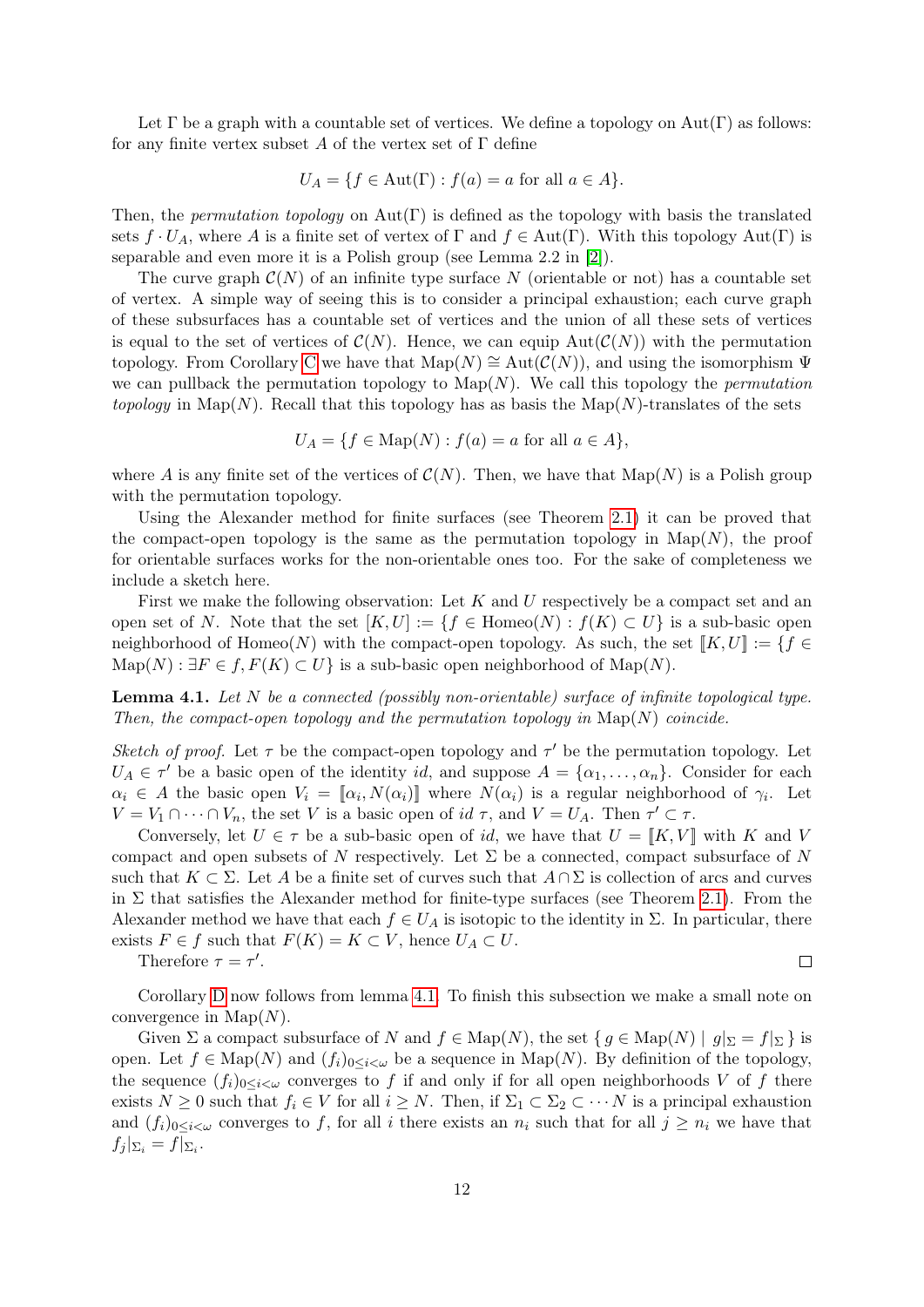Let $\Gamma$ be a graph with a countable set of vertices. We define a topology on $\mathrm{Aut}(\Gamma)$ as follows: for any finite vertex subset $A$ of the vertex set of $\Gamma$ define

$$U_A = \{f \in \mathrm{Aut}(\Gamma) : f(a) = a \text{ for all } a \in A\}.$$

Then, the *permutation topology* on $\mathrm{Aut}(\Gamma)$ is defined as the topology with basis the translated sets $f \cdot U_A$, where $A$ is a finite set of vertex of $\Gamma$ and $f \in \mathrm{Aut}(\Gamma)$. With this topology $\mathrm{Aut}(\Gamma)$ is separable and even more it is a Polish group (see Lemma 2.2 in [2]).

The curve graph $\mathcal{C}(N)$ of an infinite type surface $N$ (orientable or not) has a countable set of vertex. A simple way of seeing this is to consider a principal exhaustion; each curve graph of these subsurfaces has a countable set of vertices and the union of all these sets of vertices is equal to the set of vertices of $\mathcal{C}(N)$. Hence, we can equip $\mathrm{Aut}(\mathcal{C}(N))$ with the permutation topology. From Corollary C we have that $\mathrm{Map}(N) \cong \mathrm{Aut}(\mathcal{C}(N))$, and using the isomorphism $\Psi$ we can pullback the permutation topology to $\mathrm{Map}(N)$. We call this topology the *permutation topology* in $\mathrm{Map}(N)$. Recall that this topology has as basis the $\mathrm{Map}(N)$-translates of the sets

$$U_A = \{f \in \mathrm{Map}(N) : f(a) = a \text{ for all } a \in A\},$$

where $A$ is any finite set of the vertices of $\mathcal{C}(N)$. Then, we have that $\mathrm{Map}(N)$ is a Polish group with the permutation topology.

Using the Alexander method for finite surfaces (see Theorem 2.1) it can be proved that the compact-open topology is the same as the permutation topology in $\mathrm{Map}(N)$, the proof for orientable surfaces works for the non-orientable ones too. For the sake of completeness we include a sketch here.

First we make the following observation: Let $K$ and $U$ respectively be a compact set and an open set of $N$. Note that the set $[K, U] := \{f \in \mathrm{Homeo}(N) : f(K) \subset U\}$ is a sub-basic open neighborhood of $\mathrm{Homeo}(N)$ with the compact-open topology. As such, the set $[\![K, U]\!] := \{f \in \mathrm{Map}(N) : \exists F \in f, F(K) \subset U\}$ is a sub-basic open neighborhood of $\mathrm{Map}(N)$.

**Lemma 4.1.** *Let $N$ be a connected (possibly non-orientable) surface of infinite topological type. Then, the compact-open topology and the permutation topology in $\mathrm{Map}(N)$ coincide.*

*Sketch of proof.* Let $\tau$ be the compact-open topology and $\tau'$ be the permutation topology. Let $U_A \in \tau'$ be a basic open of the identity $id$, and suppose $A = \{\alpha_1, \ldots, \alpha_n\}$. Consider for each $\alpha_i \in A$ the basic open $V_i = [\![\alpha_i, N(\alpha_i)]\!]$ where $N(\alpha_i)$ is a regular neighborhood of $\gamma_i$. Let $V = V_1 \cap \cdots \cap V_n$, the set $V$ is a basic open of $id$ $\tau$, and $V = U_A$. Then $\tau' \subset \tau$.

Conversely, let $U \in \tau$ be a sub-basic open of $id$, we have that $U = [\![K, V]\!]$ with $K$ and $V$ compact and open subsets of $N$ respectively. Let $\Sigma$ be a connected, compact subsurface of $N$ such that $K \subset \Sigma$. Let $A$ be a finite set of curves such that $A \cap \Sigma$ is collection of arcs and curves in $\Sigma$ that satisfies the Alexander method for finite-type surfaces (see Theorem 2.1). From the Alexander method we have that each $f \in U_A$ is isotopic to the identity in $\Sigma$. In particular, there exists $F \in f$ such that $F(K) = K \subset V$, hence $U_A \subset U$.

Therefore $\tau = \tau'$. $\square$

Corollary D now follows from lemma 4.1. To finish this subsection we make a small note on convergence in $\mathrm{Map}(N)$.

Given $\Sigma$ a compact subsurface of $N$ and $f \in \mathrm{Map}(N)$, the set $\{ g \in \mathrm{Map}(N) \mid g|_\Sigma = f|_\Sigma \}$ is open. Let $f \in \mathrm{Map}(N)$ and $(f_i)_{0 \leq i < \omega}$ be a sequence in $\mathrm{Map}(N)$. By definition of the topology, the sequence $(f_i)_{0 \leq i < \omega}$ converges to $f$ if and only if for all open neighborhoods $V$ of $f$ there exists $N \geq 0$ such that $f_i \in V$ for all $i \geq N$. Then, if $\Sigma_1 \subset \Sigma_2 \subset \cdots N$ is a principal exhaustion and $(f_i)_{0 \leq i < \omega}$ converges to $f$, for all $i$ there exists an $n_i$ such that for all $j \geq n_i$ we have that $f_j|_{\Sigma_i} = f|_{\Sigma_i}$.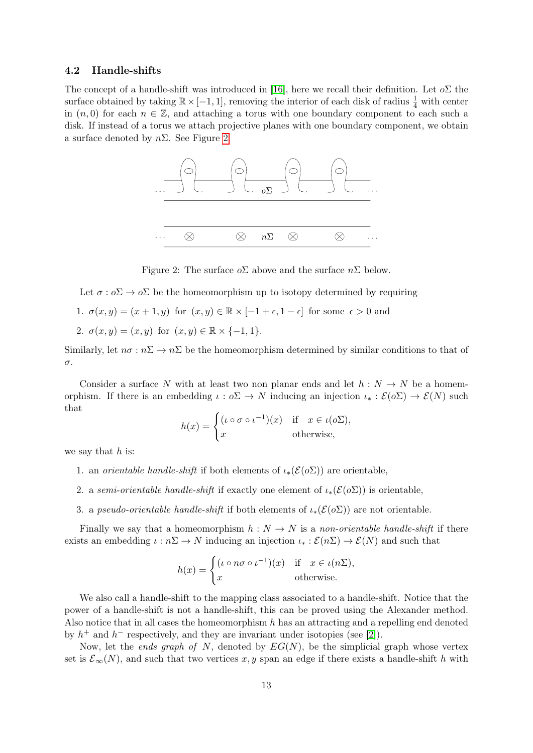### 4.2 Handle-shifts

The concept of a handle-shift was introduced in [16], here we recall their definition. Let $o\Sigma$ the surface obtained by taking $\mathbb{R} \times [-1, 1]$, removing the interior of each disk of radius $\frac{1}{4}$ with center in $(n, 0)$ for each $n \in \mathbb{Z}$, and attaching a torus with one boundary component to each such a disk. If instead of a torus we attach projective planes with one boundary component, we obtain a surface denoted by $n\Sigma$. See Figure 2.

Figure 2: The surface $o\Sigma$ above and the surface $n\Sigma$ below.

Let $\sigma : o\Sigma \to o\Sigma$ be the homeomorphism up to isotopy determined by requiring

1. $\sigma(x, y) = (x + 1, y)$ for $(x, y) \in \mathbb{R} \times [-1 + \epsilon, 1 - \epsilon]$ for some $\epsilon > 0$ and
2. $\sigma(x, y) = (x, y)$ for $(x, y) \in \mathbb{R} \times \{-1, 1\}$.

Similarly, let $n\sigma : n\Sigma \to n\Sigma$ be the homeomorphism determined by similar conditions to that of $\sigma$.

Consider a surface $N$ with at least two non planar ends and let $h : N \to N$ be a homemorphism. If there is an embedding $\iota : o\Sigma \to N$ inducing an injection $\iota_* : \mathcal{E}(o\Sigma) \to \mathcal{E}(N)$ such that

$$h(x) = \begin{cases} (\iota \circ \sigma \circ \iota^{-1})(x) & \text{if} \quad x \in \iota(o\Sigma), \\ x & \text{otherwise,} \end{cases}$$

we say that $h$ is:

1. an *orientable handle-shift* if both elements of $\iota_*(\mathcal{E}(o\Sigma))$ are orientable,
2. a *semi-orientable handle-shift* if exactly one element of $\iota_*(\mathcal{E}(o\Sigma))$ is orientable,
3. a *pseudo-orientable handle-shift* if both elements of $\iota_*(\mathcal{E}(o\Sigma))$ are not orientable.

Finally we say that a homeomorphism $h : N \to N$ is a *non-orientable handle-shift* if there exists an embedding $\iota : n\Sigma \to N$ inducing an injection $\iota_* : \mathcal{E}(n\Sigma) \to \mathcal{E}(N)$ and such that

$$h(x) = \begin{cases} (\iota \circ n\sigma \circ \iota^{-1})(x) & \text{if} \quad x \in \iota(n\Sigma), \\ x & \text{otherwise.} \end{cases}$$

We also call a handle-shift to the mapping class associated to a handle-shift. Notice that the power of a handle-shift is not a handle-shift, this can be proved using the Alexander method. Also notice that in all cases the homeomorphism $h$ has an attracting and a repelling end denoted by $h^+$ and $h^-$ respectively, and they are invariant under isotopies (see [2]).

Now, let the *ends graph of* $N$, denoted by $EG(N)$, be the simplicial graph whose vertex set is $\mathcal{E}_\infty(N)$, and such that two vertices $x, y$ span an edge if there exists a handle-shift $h$ with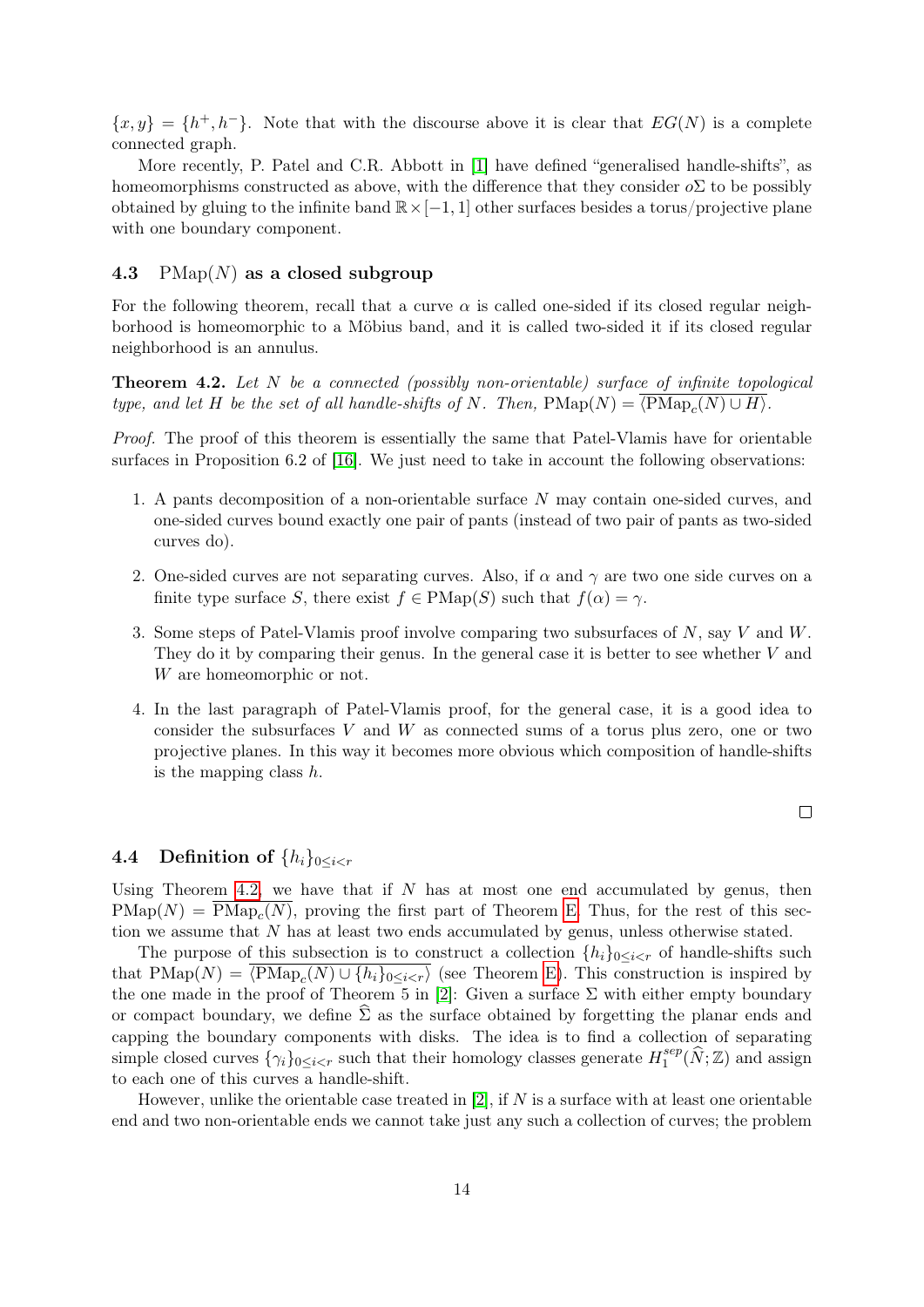$\{x, y\} = \{h^+, h^-\}$. Note that with the discourse above it is clear that $EG(N)$ is a complete connected graph.

More recently, P. Patel and C.R. Abbott in [1] have defined "generalised handle-shifts", as homeomorphisms constructed as above, with the difference that they consider $o\Sigma$ to be possibly obtained by gluing to the infinite band $\mathbb{R} \times [-1, 1]$ other surfaces besides a torus/projective plane with one boundary component.

### 4.3 PMap($N$) as a closed subgroup

For the following theorem, recall that a curve $\alpha$ is called one-sided if its closed regular neighborhood is homeomorphic to a Möbius band, and it is called two-sided it if its closed regular neighborhood is an annulus.

**Theorem 4.2.** *Let $N$ be a connected (possibly non-orientable) surface of infinite topological type, and let $H$ be the set of all handle-shifts of $N$. Then,* $\mathrm{PMap}(N) = \overline{\langle \mathrm{PMap}_c(N) \cup H \rangle}$.

*Proof.* The proof of this theorem is essentially the same that Patel-Vlamis have for orientable surfaces in Proposition 6.2 of [16]. We just need to take in account the following observations:

1. A pants decomposition of a non-orientable surface $N$ may contain one-sided curves, and one-sided curves bound exactly one pair of pants (instead of two pair of pants as two-sided curves do).
2. One-sided curves are not separating curves. Also, if $\alpha$ and $\gamma$ are two one side curves on a finite type surface $S$, there exist $f \in \mathrm{PMap}(S)$ such that $f(\alpha) = \gamma$.
3. Some steps of Patel-Vlamis proof involve comparing two subsurfaces of $N$, say $V$ and $W$. They do it by comparing their genus. In the general case it is better to see whether $V$ and $W$ are homeomorphic or not.
4. In the last paragraph of Patel-Vlamis proof, for the general case, it is a good idea to consider the subsurfaces $V$ and $W$ as connected sums of a torus plus zero, one or two projective planes. In this way it becomes more obvious which composition of handle-shifts is the mapping class $h$.

$\square$

### 4.4 Definition of $\{h_i\}_{0 \leq i < r}$

Using Theorem 4.2, we have that if $N$ has at most one end accumulated by genus, then $\mathrm{PMap}(N) = \overline{\mathrm{PMap}_c(N)}$, proving the first part of Theorem E. Thus, for the rest of this section we assume that $N$ has at least two ends accumulated by genus, unless otherwise stated.

The purpose of this subsection is to construct a collection $\{h_i\}_{0 \leq i < r}$ of handle-shifts such that $\mathrm{PMap}(N) = \overline{\langle \mathrm{PMap}_c(N) \cup \{h_i\}_{0 \leq i < r} \rangle}$ (see Theorem E). This construction is inspired by the one made in the proof of Theorem 5 in [2]: Given a surface $\Sigma$ with either empty boundary or compact boundary, we define $\widehat{\Sigma}$ as the surface obtained by forgetting the planar ends and capping the boundary components with disks. The idea is to find a collection of separating simple closed curves $\{\gamma_i\}_{0 \leq i < r}$ such that their homology classes generate $H_1^{sep}(\widehat{N}; \mathbb{Z})$ and assign to each one of this curves a handle-shift.

However, unlike the orientable case treated in [2], if $N$ is a surface with at least one orientable end and two non-orientable ends we cannot take just any such a collection of curves; the problem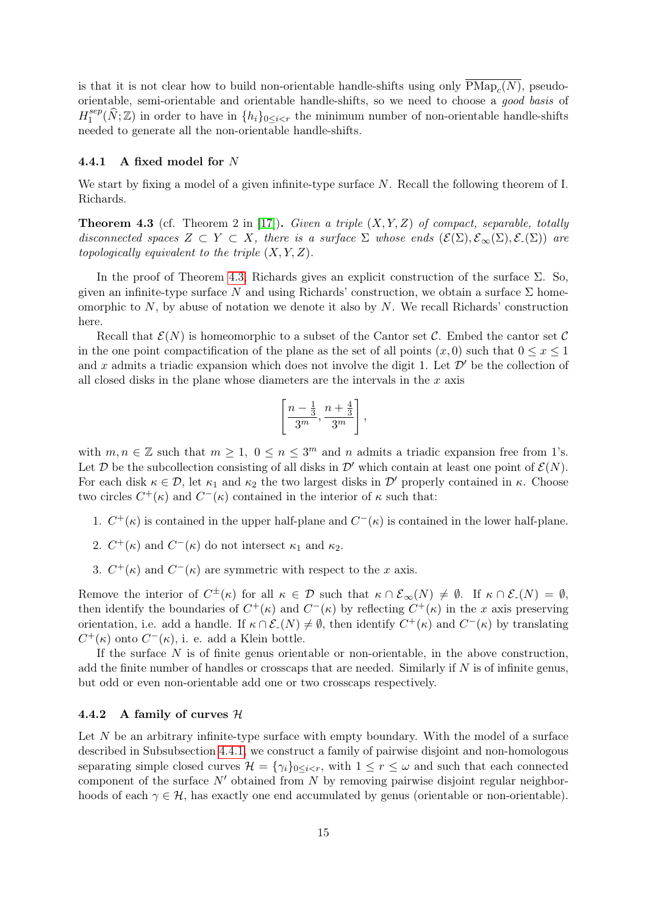is that it is not clear how to build non-orientable handle-shifts using only $\overline{\mathrm{PMap}_c(N)}$, pseudo-orientable, semi-orientable and orientable handle-shifts, so we need to choose a *good basis* of $H_1^{sep}(\widehat{N};\mathbb{Z})$ in order to have in $\{h_i\}_{0\leq i<r}$ the minimum number of non-orientable handle-shifts needed to generate all the non-orientable handle-shifts.

### 4.4.1 A fixed model for $N$

We start by fixing a model of a given infinite-type surface $N$. Recall the following theorem of I. Richards.

**Theorem 4.3** (cf. Theorem 2 in [17]). *Given a triple $(X, Y, Z)$ of compact, separable, totally disconnected spaces $Z \subset Y \subset X$, there is a surface $\Sigma$ whose ends $(\mathcal{E}(\Sigma), \mathcal{E}_\infty(\Sigma), \mathcal{E}_-(\Sigma))$ are topologically equivalent to the triple $(X, Y, Z)$.*

In the proof of Theorem 4.3, Richards gives an explicit construction of the surface $\Sigma$. So, given an infinite-type surface $N$ and using Richards' construction, we obtain a surface $\Sigma$ homeomorphic to $N$, by abuse of notation we denote it also by $N$. We recall Richards' construction here.

Recall that $\mathcal{E}(N)$ is homeomorphic to a subset of the Cantor set $\mathcal{C}$. Embed the cantor set $\mathcal{C}$ in the one point compactification of the plane as the set of all points $(x, 0)$ such that $0 \leq x \leq 1$ and $x$ admits a triadic expansion which does not involve the digit 1. Let $\mathcal{D}'$ be the collection of all closed disks in the plane whose diameters are the intervals in the $x$ axis

$$\left[\frac{n-\frac{1}{3}}{3^m}, \frac{n+\frac{4}{3}}{3^m}\right],$$

with $m, n \in \mathbb{Z}$ such that $m \geq 1$, $0 \leq n \leq 3^m$ and $n$ admits a triadic expansion free from 1's. Let $\mathcal{D}$ be the subcollection consisting of all disks in $\mathcal{D}'$ which contain at least one point of $\mathcal{E}(N)$. For each disk $\kappa \in \mathcal{D}$, let $\kappa_1$ and $\kappa_2$ the two largest disks in $\mathcal{D}'$ properly contained in $\kappa$. Choose two circles $C^+(\kappa)$ and $C^-(\kappa)$ contained in the interior of $\kappa$ such that:

1. $C^+(\kappa)$ is contained in the upper half-plane and $C^-(\kappa)$ is contained in the lower half-plane.
2. $C^+(\kappa)$ and $C^-(\kappa)$ do not intersect $\kappa_1$ and $\kappa_2$.
3. $C^+(\kappa)$ and $C^-(\kappa)$ are symmetric with respect to the $x$ axis.

Remove the interior of $C^\pm(\kappa)$ for all $\kappa \in \mathcal{D}$ such that $\kappa \cap \mathcal{E}_\infty(N) \neq \emptyset$. If $\kappa \cap \mathcal{E}_-(N) = \emptyset$, then identify the boundaries of $C^+(\kappa)$ and $C^-(\kappa)$ by reflecting $C^+(\kappa)$ in the $x$ axis preserving orientation, i.e. add a handle. If $\kappa \cap \mathcal{E}_-(N) \neq \emptyset$, then identify $C^+(\kappa)$ and $C^-(\kappa)$ by translating $C^+(\kappa)$ onto $C^-(\kappa)$, i. e. add a Klein bottle.

If the surface $N$ is of finite genus orientable or non-orientable, in the above construction, add the finite number of handles or crosscaps that are needed. Similarly if $N$ is of infinite genus, but odd or even non-orientable add one or two crosscaps respectively.

### 4.4.2 A family of curves $\mathcal{H}$

Let $N$ be an arbitrary infinite-type surface with empty boundary. With the model of a surface described in Subsubsection 4.4.1, we construct a family of pairwise disjoint and non-homologous separating simple closed curves $\mathcal{H} = \{\gamma_i\}_{0\leq i<r}$, with $1 \leq r \leq \omega$ and such that each connected component of the surface $N'$ obtained from $N$ by removing pairwise disjoint regular neighborhoods of each $\gamma \in \mathcal{H}$, has exactly one end accumulated by genus (orientable or non-orientable).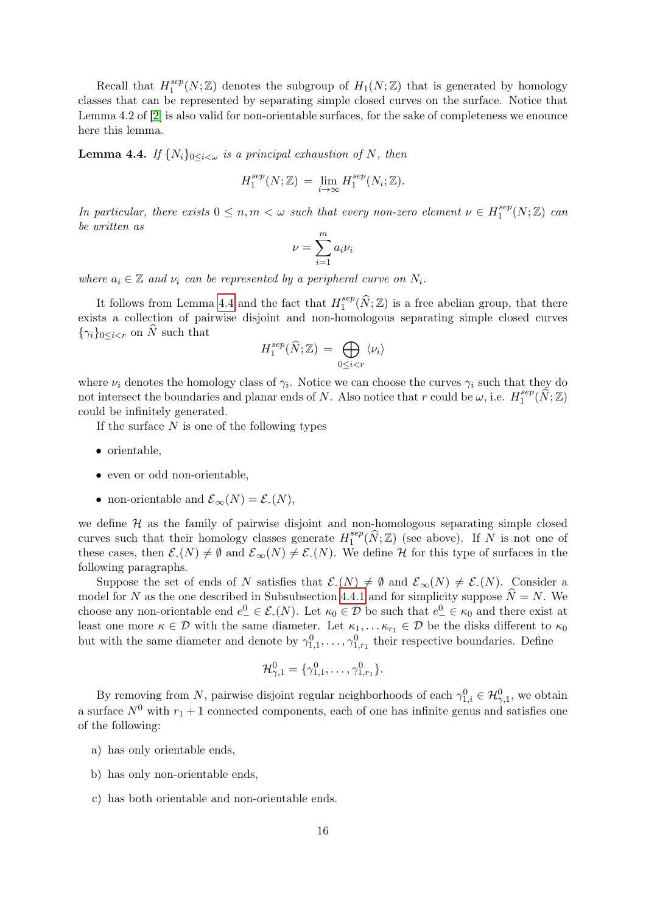Recall that $H_1^{sep}(N;\mathbb{Z})$ denotes the subgroup of $H_1(N;\mathbb{Z})$ that is generated by homology classes that can be represented by separating simple closed curves on the surface. Notice that Lemma 4.2 of [2] is also valid for non-orientable surfaces, for the sake of completeness we enounce here this lemma.

**Lemma 4.4.** *If $\{N_i\}_{0\leq i<\omega}$ is a principal exhaustion of $N$, then*

$$H_1^{sep}(N;\mathbb{Z}) = \lim_{i\to\infty} H_1^{sep}(N_i;\mathbb{Z}).$$

*In particular, there exists $0 \leq n, m < \omega$ such that every non-zero element $\nu \in H_1^{sep}(N;\mathbb{Z})$ can be written as*

$$\nu = \sum_{i=1}^{m} a_i \nu_i$$

*where $a_i \in \mathbb{Z}$ and $\nu_i$ can be represented by a peripheral curve on $N_i$.*

It follows from Lemma 4.4 and the fact that $H_1^{sep}(\widehat{N};\mathbb{Z})$ is a free abelian group, that there exists a collection of pairwise disjoint and non-homologous separating simple closed curves $\{\gamma_i\}_{0\leq i<r}$ on $\widehat{N}$ such that

$$H_1^{sep}(\widehat{N};\mathbb{Z}) = \bigoplus_{0\leq i<r} \langle \nu_i \rangle$$

where $\nu_i$ denotes the homology class of $\gamma_i$. Notice we can choose the curves $\gamma_i$ such that they do not intersect the boundaries and planar ends of $N$. Also notice that $r$ could be $\omega$, i.e. $H_1^{sep}(\widehat{N};\mathbb{Z})$ could be infinitely generated.

If the surface $N$ is one of the following types

- orientable,
- even or odd non-orientable,
- non-orientable and $\mathcal{E}_\infty(N) = \mathcal{E}_-(N)$,

we define $\mathcal{H}$ as the family of pairwise disjoint and non-homologous separating simple closed curves such that their homology classes generate $H_1^{sep}(\widehat{N};\mathbb{Z})$ (see above). If $N$ is not one of these cases, then $\mathcal{E}_-(N) \neq \emptyset$ and $\mathcal{E}_\infty(N) \neq \mathcal{E}_-(N)$. We define $\mathcal{H}$ for this type of surfaces in the following paragraphs.

Suppose the set of ends of $N$ satisfies that $\mathcal{E}_-(N) \neq \emptyset$ and $\mathcal{E}_\infty(N) \neq \mathcal{E}_-(N)$. Consider a model for $N$ as the one described in Subsubsection 4.4.1 and for simplicity suppose $\widehat{N} = N$. We choose any non-orientable end $e_-^0 \in \mathcal{E}_-(N)$. Let $\kappa_0 \in \mathcal{D}$ be such that $e_-^0 \in \kappa_0$ and there exist at least one more $\kappa \in \mathcal{D}$ with the same diameter. Let $\kappa_1, \ldots \kappa_{r_1} \in \mathcal{D}$ be the disks different to $\kappa_0$ but with the same diameter and denote by $\gamma_{1,1}^0, \ldots, \gamma_{1,r_1}^0$ their respective boundaries. Define

$$\mathcal{H}_{\gamma,1}^0 = \{\gamma_{1,1}^0, \ldots, \gamma_{1,r_1}^0\}.$$

By removing from $N$, pairwise disjoint regular neighborhoods of each $\gamma_{1,i}^0 \in \mathcal{H}_{\gamma,1}^0$, we obtain a surface $N^0$ with $r_1 + 1$ connected components, each of one has infinite genus and satisfies one of the following:

a) has only orientable ends,

b) has only non-orientable ends,

c) has both orientable and non-orientable ends.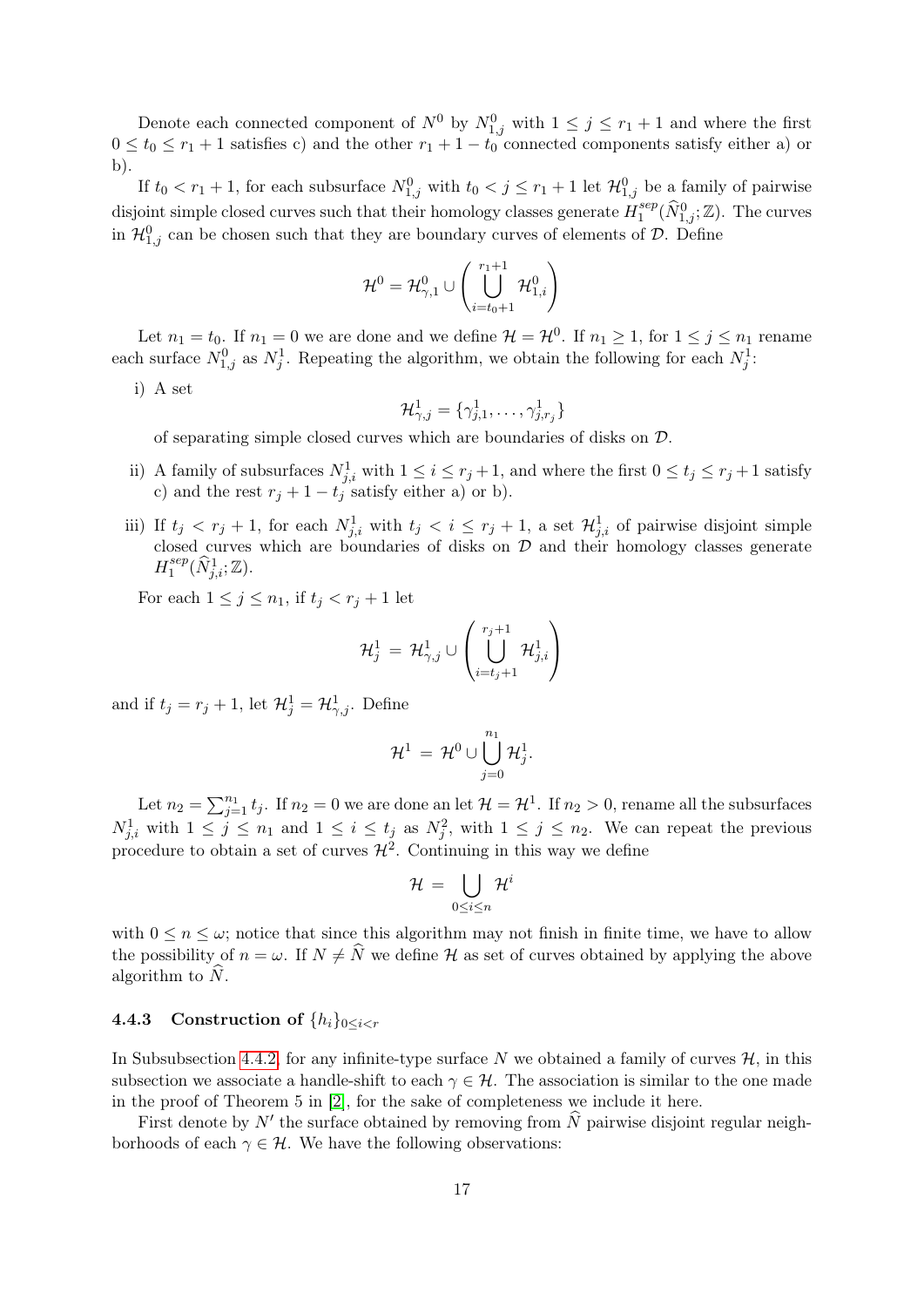Denote each connected component of $N^0$ by $N^0_{1,j}$ with $1 \leq j \leq r_1 + 1$ and where the first $0 \leq t_0 \leq r_1 + 1$ satisfies c) and the other $r_1 + 1 - t_0$ connected components satisfy either a) or b).

If $t_0 < r_1 + 1$, for each subsurface $N^0_{1,j}$ with $t_0 < j \leq r_1 + 1$ let $\mathcal{H}^0_{1,j}$ be a family of pairwise disjoint simple closed curves such that their homology classes generate $H_1^{sep}(\widehat{N}^0_{1,j}; \mathbb{Z})$. The curves in $\mathcal{H}^0_{1,j}$ can be chosen such that they are boundary curves of elements of $\mathcal{D}$. Define

$$\mathcal{H}^0 = \mathcal{H}^0_{\gamma,1} \cup \left( \bigcup_{i=t_0+1}^{r_1+1} \mathcal{H}^0_{1,i} \right)$$

Let $n_1 = t_0$. If $n_1 = 0$ we are done and we define $\mathcal{H} = \mathcal{H}^0$. If $n_1 \geq 1$, for $1 \leq j \leq n_1$ rename each surface $N^0_{1,j}$ as $N^1_j$. Repeating the algorithm, we obtain the following for each $N^1_j$:

i) A set

$$\mathcal{H}^1_{\gamma,j} = \{\gamma^1_{j,1}, \ldots, \gamma^1_{j,r_j}\}$$

of separating simple closed curves which are boundaries of disks on $\mathcal{D}$.

ii) A family of subsurfaces $N^1_{j,i}$ with $1 \leq i \leq r_j + 1$, and where the first $0 \leq t_j \leq r_j + 1$ satisfy c) and the rest $r_j + 1 - t_j$ satisfy either a) or b).

iii) If $t_j < r_j + 1$, for each $N^1_{j,i}$ with $t_j < i \leq r_j + 1$, a set $\mathcal{H}^1_{j,i}$ of pairwise disjoint simple closed curves which are boundaries of disks on $\mathcal{D}$ and their homology classes generate $H_1^{sep}(\widehat{N}^1_{j,i}; \mathbb{Z})$.

For each $1 \leq j \leq n_1$, if $t_j < r_j + 1$ let

$$\mathcal{H}^1_j = \mathcal{H}^1_{\gamma,j} \cup \left( \bigcup_{i=t_j+1}^{r_j+1} \mathcal{H}^1_{j,i} \right)$$

and if $t_j = r_j + 1$, let $\mathcal{H}^1_j = \mathcal{H}^1_{\gamma,j}$. Define

$$\mathcal{H}^1 = \mathcal{H}^0 \cup \bigcup_{j=0}^{n_1} \mathcal{H}^1_j.$$

Let $n_2 = \sum_{j=1}^{n_1} t_j$. If $n_2 = 0$ we are done an let $\mathcal{H} = \mathcal{H}^1$. If $n_2 > 0$, rename all the subsurfaces $N^1_{j,i}$ with $1 \leq j \leq n_1$ and $1 \leq i \leq t_j$ as $N^2_j$, with $1 \leq j \leq n_2$. We can repeat the previous procedure to obtain a set of curves $\mathcal{H}^2$. Continuing in this way we define

$$\mathcal{H} = \bigcup_{0 \leq i \leq n} \mathcal{H}^i$$

with $0 \leq n \leq \omega$; notice that since this algorithm may not finish in finite time, we have to allow the possibility of $n = \omega$. If $N \neq \widehat{N}$ we define $\mathcal{H}$ as set of curves obtained by applying the above algorithm to $\widehat{N}$.

### 4.4.3 Construction of $\{h_i\}_{0 \leq i < r}$

In Subsubsection 4.4.2, for any infinite-type surface $N$ we obtained a family of curves $\mathcal{H}$, in this subsection we associate a handle-shift to each $\gamma \in \mathcal{H}$. The association is similar to the one made in the proof of Theorem 5 in [2], for the sake of completeness we include it here.

First denote by $N'$ the surface obtained by removing from $\widehat{N}$ pairwise disjoint regular neighborhoods of each $\gamma \in \mathcal{H}$. We have the following observations: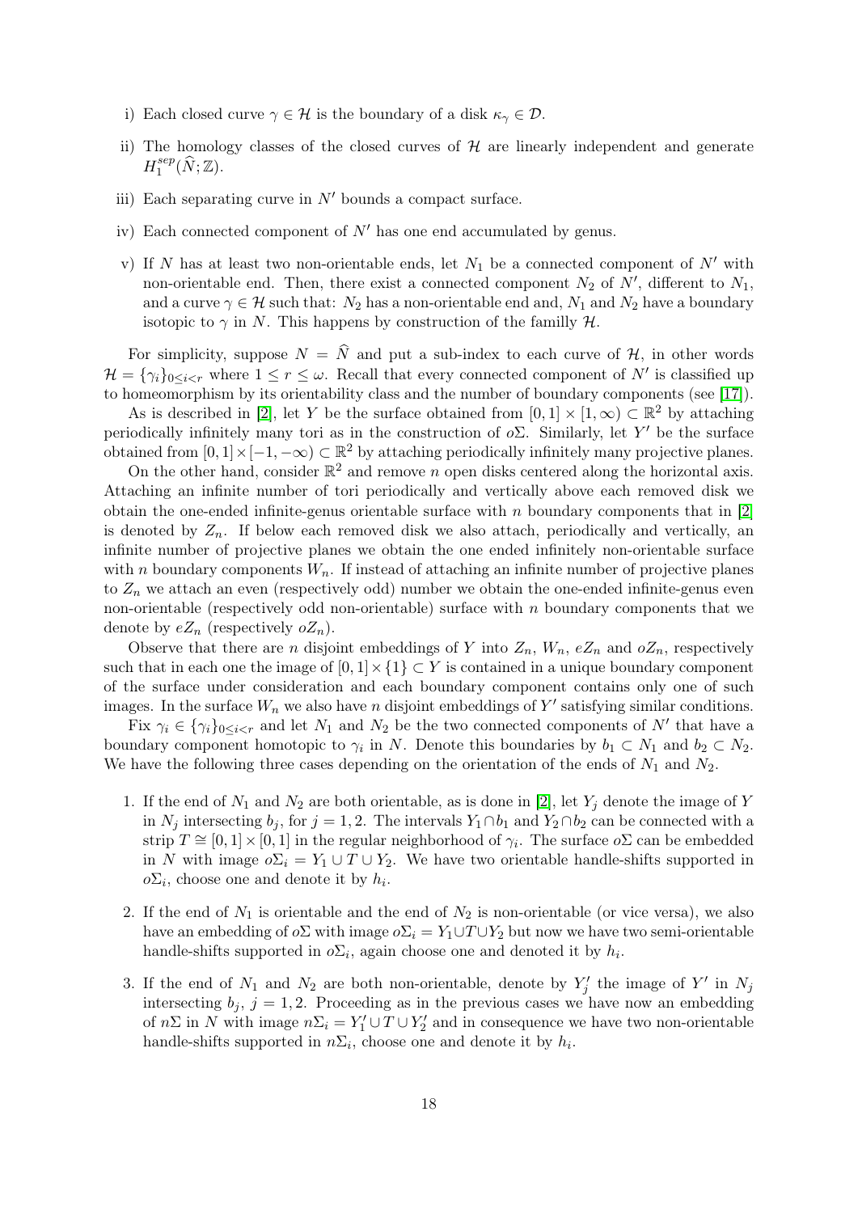i) Each closed curve $\gamma \in \mathcal{H}$ is the boundary of a disk $\kappa_\gamma \in \mathcal{D}$.

ii) The homology classes of the closed curves of $\mathcal{H}$ are linearly independent and generate $H_1^{sep}(\widehat{N};\mathbb{Z})$.

iii) Each separating curve in $N'$ bounds a compact surface.

iv) Each connected component of $N'$ has one end accumulated by genus.

v) If $N$ has at least two non-orientable ends, let $N_1$ be a connected component of $N'$ with non-orientable end. Then, there exist a connected component $N_2$ of $N'$, different to $N_1$, and a curve $\gamma \in \mathcal{H}$ such that: $N_2$ has a non-orientable end and, $N_1$ and $N_2$ have a boundary isotopic to $\gamma$ in $N$. This happens by construction of the familly $\mathcal{H}$.

For simplicity, suppose $N = \widehat{N}$ and put a sub-index to each curve of $\mathcal{H}$, in other words $\mathcal{H} = \{\gamma_i\}_{0\leq i<r}$ where $1 \leq r \leq \omega$. Recall that every connected component of $N'$ is classified up to homeomorphism by its orientability class and the number of boundary components (see [17]).

As is described in [2], let $Y$ be the surface obtained from $[0,1]\times[1,\infty) \subset \mathbb{R}^2$ by attaching periodically infinitely many tori as in the construction of $o\Sigma$. Similarly, let $Y'$ be the surface obtained from $[0,1]\times[-1,-\infty) \subset \mathbb{R}^2$ by attaching periodically infinitely many projective planes.

On the other hand, consider $\mathbb{R}^2$ and remove $n$ open disks centered along the horizontal axis. Attaching an infinite number of tori periodically and vertically above each removed disk we obtain the one-ended infinite-genus orientable surface with $n$ boundary components that in [2] is denoted by $Z_n$. If below each removed disk we also attach, periodically and vertically, an infinite number of projective planes we obtain the one ended infinitely non-orientable surface with $n$ boundary components $W_n$. If instead of attaching an infinite number of projective planes to $Z_n$ we attach an even (respectively odd) number we obtain the one-ended infinite-genus even non-orientable (respectively odd non-orientable) surface with $n$ boundary components that we denote by $eZ_n$ (respectively $oZ_n$).

Observe that there are $n$ disjoint embeddings of $Y$ into $Z_n$, $W_n$, $eZ_n$ and $oZ_n$, respectively such that in each one the image of $[0,1]\times\{1\} \subset Y$ is contained in a unique boundary component of the surface under consideration and each boundary component contains only one of such images. In the surface $W_n$ we also have $n$ disjoint embeddings of $Y'$ satisfying similar conditions.

Fix $\gamma_i \in \{\gamma_i\}_{0\leq i<r}$ and let $N_1$ and $N_2$ be the two connected components of $N'$ that have a boundary component homotopic to $\gamma_i$ in $N$. Denote this boundaries by $b_1 \subset N_1$ and $b_2 \subset N_2$. We have the following three cases depending on the orientation of the ends of $N_1$ and $N_2$.

1. If the end of $N_1$ and $N_2$ are both orientable, as is done in [2], let $Y_j$ denote the image of $Y$ in $N_j$ intersecting $b_j$, for $j = 1, 2$. The intervals $Y_1 \cap b_1$ and $Y_2 \cap b_2$ can be connected with a strip $T \cong [0,1]\times[0,1]$ in the regular neighborhood of $\gamma_i$. The surface $o\Sigma$ can be embedded in $N$ with image $o\Sigma_i = Y_1 \cup T \cup Y_2$. We have two orientable handle-shifts supported in $o\Sigma_i$, choose one and denote it by $h_i$.

2. If the end of $N_1$ is orientable and the end of $N_2$ is non-orientable (or vice versa), we also have an embedding of $o\Sigma$ with image $o\Sigma_i = Y_1 \cup T \cup Y_2$ but now we have two semi-orientable handle-shifts supported in $o\Sigma_i$, again choose one and denoted it by $h_i$.

3. If the end of $N_1$ and $N_2$ are both non-orientable, denote by $Y_j'$ the image of $Y'$ in $N_j$ intersecting $b_j$, $j = 1, 2$. Proceeding as in the previous cases we have now an embedding of $n\Sigma$ in $N$ with image $n\Sigma_i = Y_1' \cup T \cup Y_2'$ and in consequence we have two non-orientable handle-shifts supported in $n\Sigma_i$, choose one and denote it by $h_i$.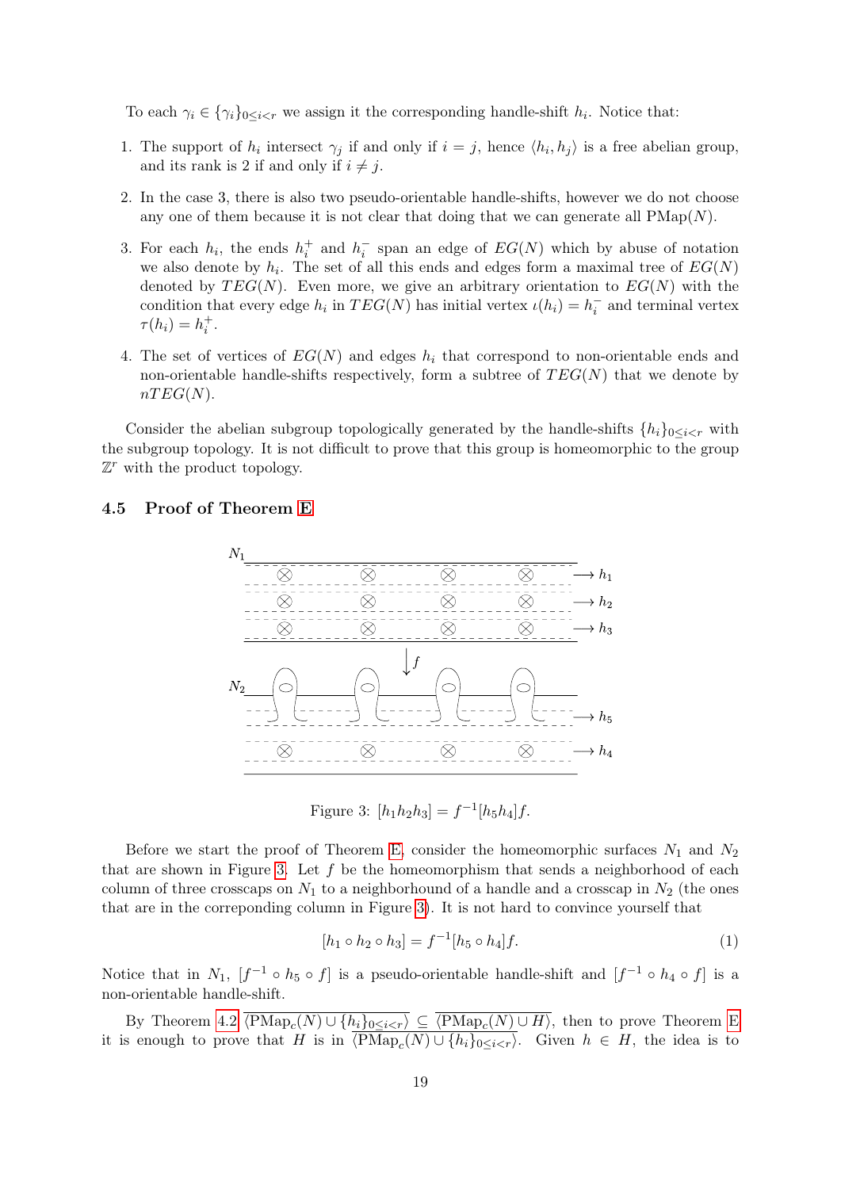To each $\gamma_i \in \{\gamma_i\}_{0\leq i<r}$ we assign it the corresponding handle-shift $h_i$. Notice that:

1. The support of $h_i$ intersect $\gamma_j$ if and only if $i = j$, hence $\langle h_i, h_j\rangle$ is a free abelian group, and its rank is 2 if and only if $i \neq j$.
2. In the case 3, there is also two pseudo-orientable handle-shifts, however we do not choose any one of them because it is not clear that doing that we can generate all $\mathrm{PMap}(N)$.
3. For each $h_i$, the ends $h_i^+$ and $h_i^-$ span an edge of $EG(N)$ which by abuse of notation we also denote by $h_i$. The set of all this ends and edges form a maximal tree of $EG(N)$ denoted by $TEG(N)$. Even more, we give an arbitrary orientation to $EG(N)$ with the condition that every edge $h_i$ in $TEG(N)$ has initial vertex $\iota(h_i) = h_i^-$ and terminal vertex $\tau(h_i) = h_i^+$.
4. The set of vertices of $EG(N)$ and edges $h_i$ that correspond to non-orientable ends and non-orientable handle-shifts respectively, form a subtree of $TEG(N)$ that we denote by $nTEG(N)$.

Consider the abelian subgroup topologically generated by the handle-shifts $\{h_i\}_{0\leq i<r}$ with the subgroup topology. It is not difficult to prove that this group is homeomorphic to the group $\mathbb{Z}^r$ with the product topology.

### 4.5 Proof of Theorem E

Figure 3: $[h_1h_2h_3] = f^{-1}[h_5h_4]f$.

Before we start the proof of Theorem E, consider the homeomorphic surfaces $N_1$ and $N_2$ that are shown in Figure 3. Let $f$ be the homeomorphism that sends a neighborhood of each column of three crosscaps on $N_1$ to a neighborhound of a handle and a crosscap in $N_2$ (the ones that are in the correponding column in Figure 3). It is not hard to convince yourself that

$$[h_1 \circ h_2 \circ h_3] = f^{-1}[h_5 \circ h_4]f. \tag{1}$$

Notice that in $N_1$, $[f^{-1} \circ h_5 \circ f]$ is a pseudo-orientable handle-shift and $[f^{-1} \circ h_4 \circ f]$ is a non-orientable handle-shift.

By Theorem 4.2 $\overline{\langle \mathrm{PMap}_c(N) \cup \{h_i\}_{0\leq i<r}\rangle} \subseteq \overline{\langle \mathrm{PMap}_c(N) \cup H\rangle}$, then to prove Theorem E it is enough to prove that $H$ is in $\overline{\langle \mathrm{PMap}_c(N) \cup \{h_i\}_{0\leq i<r}\rangle}$. Given $h \in H$, the idea is to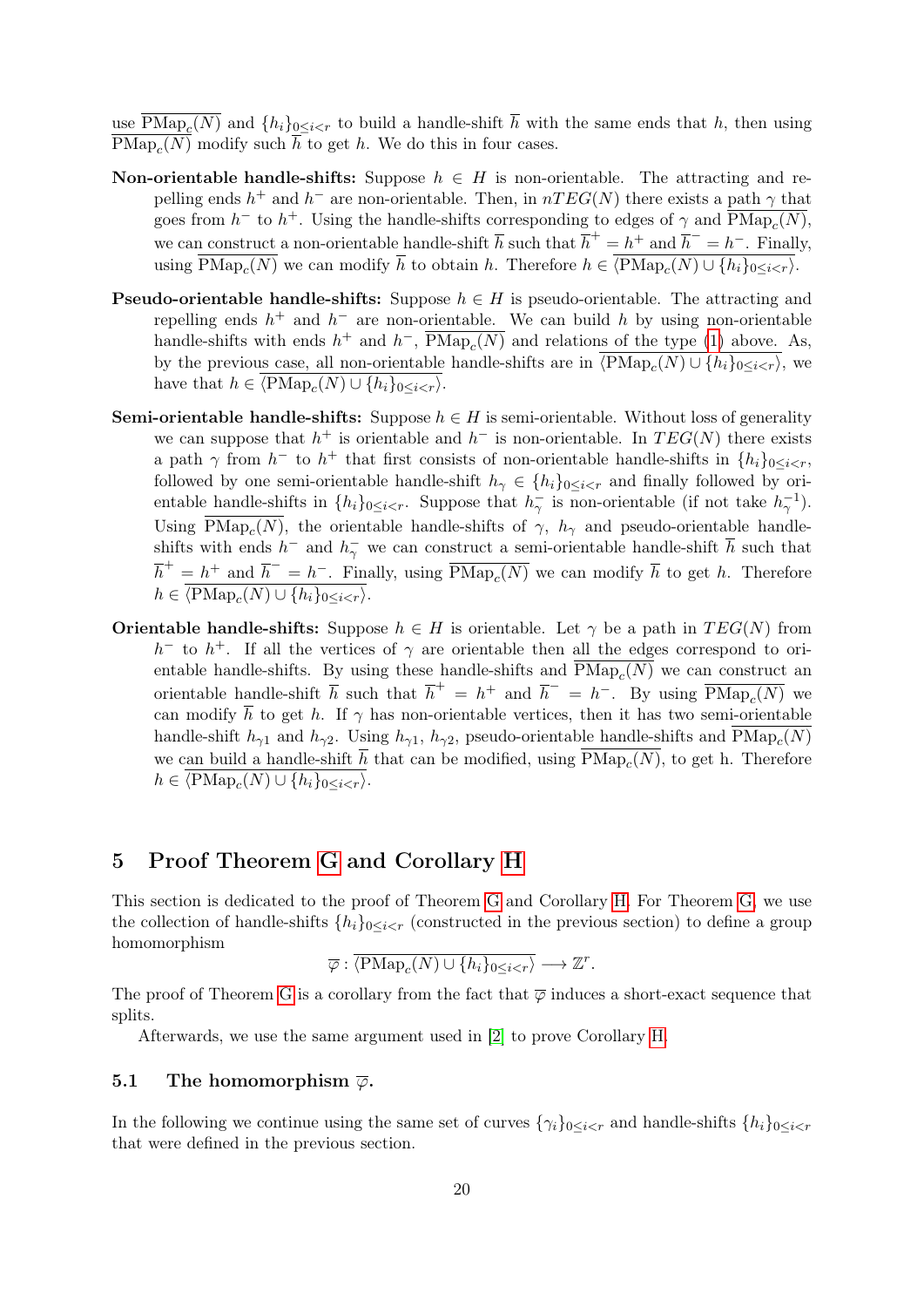use $\overline{\mathrm{PMap}_c(N)}$ and $\{h_i\}_{0\leq i<r}$ to build a handle-shift $\overline{h}$ with the same ends that $h$, then using $\overline{\mathrm{PMap}_c(N)}$ modify such $\overline{h}$ to get $h$. We do this in four cases.

**Non-orientable handle-shifts:** Suppose $h \in H$ is non-orientable. The attracting and repelling ends $h^+$ and $h^-$ are non-orientable. Then, in $nTEG(N)$ there exists a path $\gamma$ that goes from $h^-$ to $h^+$. Using the handle-shifts corresponding to edges of $\gamma$ and $\overline{\mathrm{PMap}_c(N)}$, we can construct a non-orientable handle-shift $\overline{h}$ such that $\overline{h}^+ = h^+$ and $\overline{h}^- = h^-$. Finally, using $\overline{\mathrm{PMap}_c(N)}$ we can modify $\overline{h}$ to obtain $h$. Therefore $h \in \overline{\langle \mathrm{PMap}_c(N) \cup \{h_i\}_{0\leq i<r}\rangle}$.

**Pseudo-orientable handle-shifts:** Suppose $h \in H$ is pseudo-orientable. The attracting and repelling ends $h^+$ and $h^-$ are non-orientable. We can build $h$ by using non-orientable handle-shifts with ends $h^+$ and $h^-$, $\overline{\mathrm{PMap}_c(N)}$ and relations of the type (1) above. As, by the previous case, all non-orientable handle-shifts are in $\overline{\langle \mathrm{PMap}_c(N) \cup \{h_i\}_{0\leq i<r}\rangle}$, we have that $h \in \overline{\langle \mathrm{PMap}_c(N) \cup \{h_i\}_{0\leq i<r}\rangle}$.

**Semi-orientable handle-shifts:** Suppose $h \in H$ is semi-orientable. Without loss of generality we can suppose that $h^+$ is orientable and $h^-$ is non-orientable. In $TEG(N)$ there exists a path $\gamma$ from $h^-$ to $h^+$ that first consists of non-orientable handle-shifts in $\{h_i\}_{0\leq i<r}$, followed by one semi-orientable handle-shift $h_\gamma \in \{h_i\}_{0\leq i<r}$ and finally followed by orientable handle-shifts in $\{h_i\}_{0\leq i<r}$. Suppose that $h_\gamma^-$ is non-orientable (if not take $h_\gamma^{-1}$). Using $\overline{\mathrm{PMap}_c(N)}$, the orientable handle-shifts of $\gamma$, $h_\gamma$ and pseudo-orientable handle-shifts with ends $h^-$ and $h_\gamma^-$ we can construct a semi-orientable handle-shift $\overline{h}$ such that $\overline{h}^+ = h^+$ and $\overline{h}^- = h^-$. Finally, using $\overline{\mathrm{PMap}_c(N)}$ we can modify $\overline{h}$ to get $h$. Therefore $h \in \overline{\langle \mathrm{PMap}_c(N) \cup \{h_i\}_{0\leq i<r}\rangle}$.

**Orientable handle-shifts:** Suppose $h \in H$ is orientable. Let $\gamma$ be a path in $TEG(N)$ from $h^-$ to $h^+$. If all the vertices of $\gamma$ are orientable then all the edges correspond to orientable handle-shifts. By using these handle-shifts and $\overline{\mathrm{PMap}_c(N)}$ we can construct an orientable handle-shift $\overline{h}$ such that $\overline{h}^+ = h^+$ and $\overline{h}^- = h^-$. By using $\overline{\mathrm{PMap}_c(N)}$ we can modify $\overline{h}$ to get $h$. If $\gamma$ has non-orientable vertices, then it has two semi-orientable handle-shift $h_{\gamma 1}$ and $h_{\gamma 2}$. Using $h_{\gamma 1}$, $h_{\gamma 2}$, pseudo-orientable handle-shifts and $\overline{\mathrm{PMap}_c(N)}$ we can build a handle-shift $\overline{h}$ that can be modified, using $\overline{\mathrm{PMap}_c(N)}$, to get h. Therefore $h \in \overline{\langle \mathrm{PMap}_c(N) \cup \{h_i\}_{0\leq i<r}\rangle}$.

## 5 Proof Theorem G and Corollary H

This section is dedicated to the proof of Theorem G and Corollary H. For Theorem G, we use the collection of handle-shifts $\{h_i\}_{0\leq i<r}$ (constructed in the previous section) to define a group homomorphism

$$\overline{\varphi} : \overline{\langle \mathrm{PMap}_c(N) \cup \{h_i\}_{0\leq i<r}\rangle} \longrightarrow \mathbb{Z}^r.$$

The proof of Theorem G is a corollary from the fact that $\overline{\varphi}$ induces a short-exact sequence that splits.

Afterwards, we use the same argument used in [2] to prove Corollary H.

### 5.1 The homomorphism $\overline{\varphi}$.

In the following we continue using the same set of curves $\{\gamma_i\}_{0\leq i<r}$ and handle-shifts $\{h_i\}_{0\leq i<r}$ that were defined in the previous section.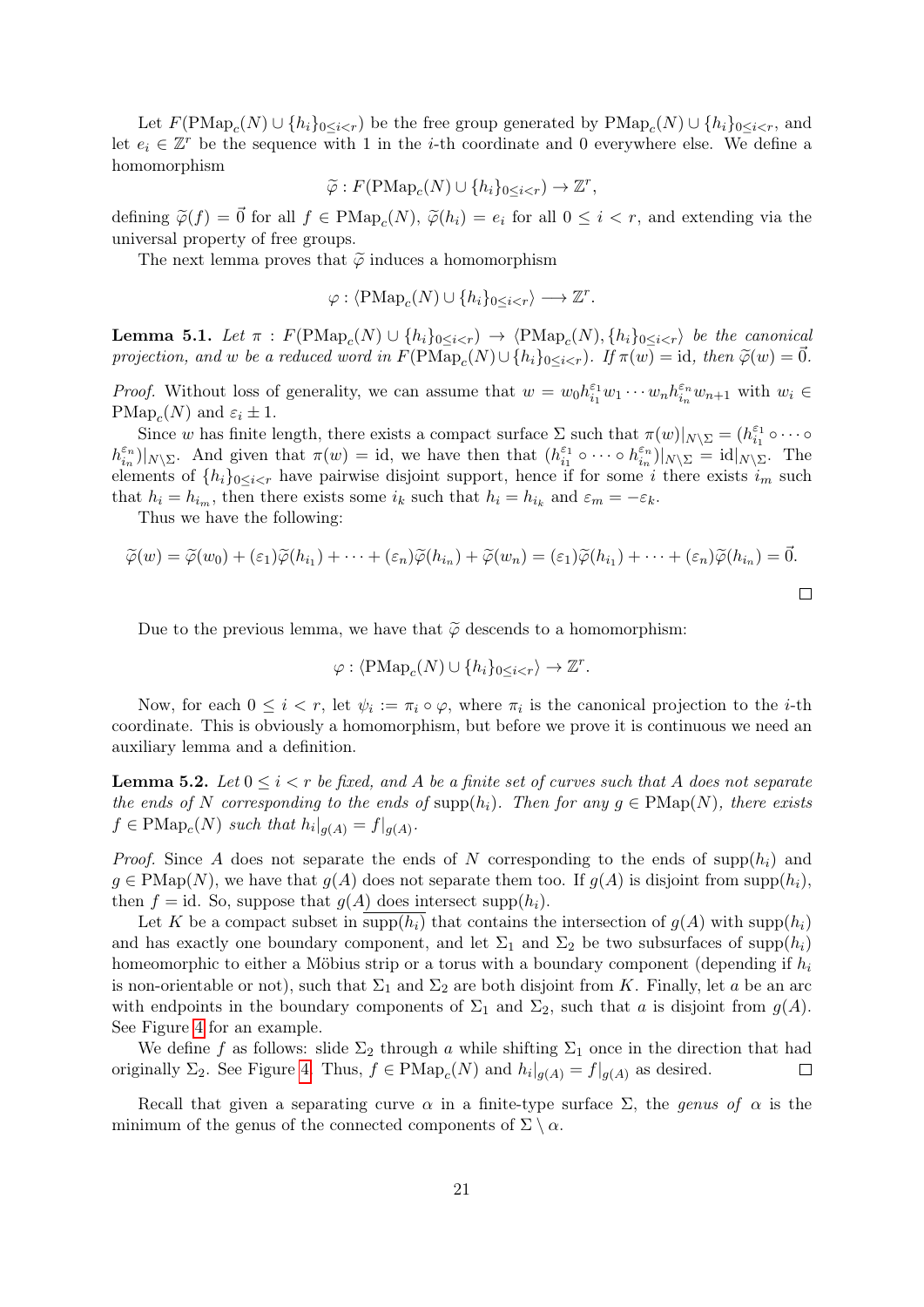Let $F(\mathrm{PMap}_c(N) \cup \{h_i\}_{0\leq i<r})$ be the free group generated by $\mathrm{PMap}_c(N) \cup \{h_i\}_{0\leq i<r}$, and let $e_i \in \mathbb{Z}^r$ be the sequence with 1 in the $i$-th coordinate and 0 everywhere else. We define a homomorphism

$$\widetilde{\varphi} : F(\mathrm{PMap}_c(N) \cup \{h_i\}_{0\leq i<r}) \to \mathbb{Z}^r,$$

defining $\widetilde{\varphi}(f) = \vec{0}$ for all $f \in \mathrm{PMap}_c(N)$, $\widetilde{\varphi}(h_i) = e_i$ for all $0 \leq i < r$, and extending via the universal property of free groups.

The next lemma proves that $\widetilde{\varphi}$ induces a homomorphism

$$\varphi : \langle \mathrm{PMap}_c(N) \cup \{h_i\}_{0\leq i<r}\rangle \longrightarrow \mathbb{Z}^r.$$

**Lemma 5.1.** *Let $\pi : F(\mathrm{PMap}_c(N) \cup \{h_i\}_{0\leq i<r}) \to \langle \mathrm{PMap}_c(N), \{h_i\}_{0\leq i<r}\rangle$ be the canonical projection, and $w$ be a reduced word in $F(\mathrm{PMap}_c(N)\cup\{h_i\}_{0\leq i<r})$. If $\pi(w) = \mathrm{id}$, then $\widetilde{\varphi}(w) = \vec{0}$.*

*Proof.* Without loss of generality, we can assume that $w = w_0 h_{i_1}^{\varepsilon_1} w_1 \cdots w_n h_{i_n}^{\varepsilon_n} w_{n+1}$ with $w_i \in \mathrm{PMap}_c(N)$ and $\varepsilon_i \pm 1$.

Since $w$ has finite length, there exists a compact surface $\Sigma$ such that $\pi(w)|_{N\setminus\Sigma} = (h_{i_1}^{\varepsilon_1} \circ \cdots \circ h_{i_n}^{\varepsilon_n})|_{N\setminus\Sigma}$. And given that $\pi(w) = \mathrm{id}$, we have then that $(h_{i_1}^{\varepsilon_1} \circ \cdots \circ h_{i_n}^{\varepsilon_n})|_{N\setminus\Sigma} = \mathrm{id}|_{N\setminus\Sigma}$. The elements of $\{h_i\}_{0\leq i<r}$ have pairwise disjoint support, hence if for some $i$ there exists $i_m$ such that $h_i = h_{i_m}$, then there exists some $i_k$ such that $h_i = h_{i_k}$ and $\varepsilon_m = -\varepsilon_k$.

Thus we have the following:

$$\widetilde{\varphi}(w) = \widetilde{\varphi}(w_0) + (\varepsilon_1)\widetilde{\varphi}(h_{i_1}) + \cdots + (\varepsilon_n)\widetilde{\varphi}(h_{i_n}) + \widetilde{\varphi}(w_n) = (\varepsilon_1)\widetilde{\varphi}(h_{i_1}) + \cdots + (\varepsilon_n)\widetilde{\varphi}(h_{i_n}) = \vec{0}.$$

□

Due to the previous lemma, we have that $\widetilde{\varphi}$ descends to a homomorphism:

$$\varphi : \langle \mathrm{PMap}_c(N) \cup \{h_i\}_{0\leq i<r}\rangle \to \mathbb{Z}^r.$$

Now, for each $0 \leq i < r$, let $\psi_i := \pi_i \circ \varphi$, where $\pi_i$ is the canonical projection to the $i$-th coordinate. This is obviously a homomorphism, but before we prove it is continuous we need an auxiliary lemma and a definition.

**Lemma 5.2.** *Let $0 \leq i < r$ be fixed, and $A$ be a finite set of curves such that $A$ does not separate the ends of $N$ corresponding to the ends of $\mathrm{supp}(h_i)$. Then for any $g \in \mathrm{PMap}(N)$, there exists $f \in \mathrm{PMap}_c(N)$ such that $h_i|_{g(A)} = f|_{g(A)}$.*

*Proof.* Since $A$ does not separate the ends of $N$ corresponding to the ends of $\mathrm{supp}(h_i)$ and $g \in \mathrm{PMap}(N)$, we have that $g(A)$ does not separate them too. If $g(A)$ is disjoint from $\mathrm{supp}(h_i)$, then $f = \mathrm{id}$. So, suppose that $g(A)$ does intersect $\overline{\mathrm{supp}(h_i)}$.

Let $K$ be a compact subset in $\overline{\mathrm{supp}(h_i)}$ that contains the intersection of $g(A)$ with $\mathrm{supp}(h_i)$ and has exactly one boundary component, and let $\Sigma_1$ and $\Sigma_2$ be two subsurfaces of $\mathrm{supp}(h_i)$ homeomorphic to either a Möbius strip or a torus with a boundary component (depending if $h_i$ is non-orientable or not), such that $\Sigma_1$ and $\Sigma_2$ are both disjoint from $K$. Finally, let $a$ be an arc with endpoints in the boundary components of $\Sigma_1$ and $\Sigma_2$, such that $a$ is disjoint from $g(A)$. See Figure 4 for an example.

We define $f$ as follows: slide $\Sigma_2$ through $a$ while shifting $\Sigma_1$ once in the direction that had originally $\Sigma_2$. See Figure 4. Thus, $f \in \mathrm{PMap}_c(N)$ and $h_i|_{g(A)} = f|_{g(A)}$ as desired. □

Recall that given a separating curve $\alpha$ in a finite-type surface $\Sigma$, the *genus of* $\alpha$ is the minimum of the genus of the connected components of $\Sigma \setminus \alpha$.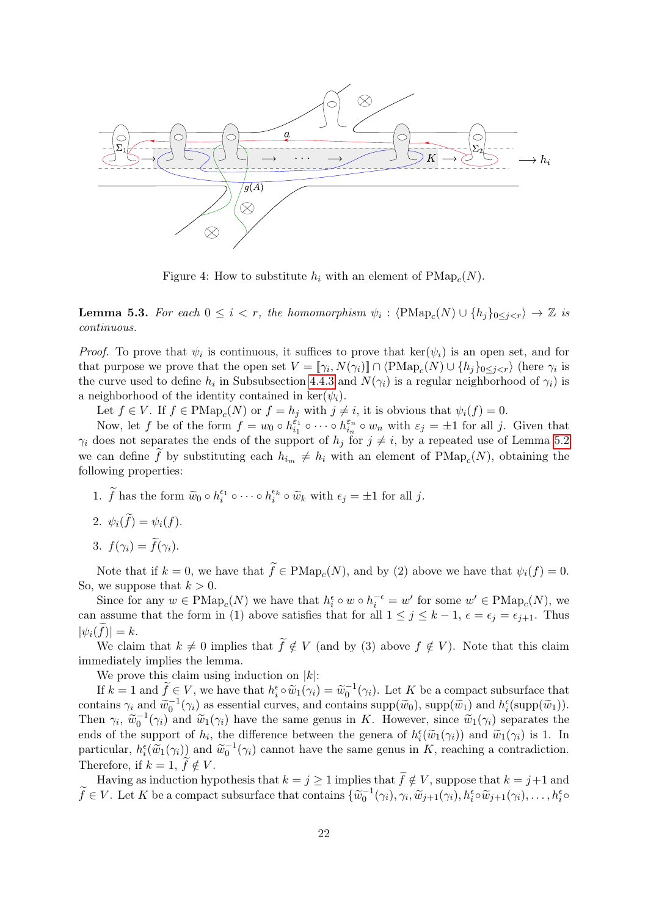Figure 4: How to substitute $h_i$ with an element of $\mathrm{PMap}_c(N)$.

**Lemma 5.3.** *For each $0 \leq i < r$, the homomorphism $\psi_i : \langle \mathrm{PMap}_c(N) \cup \{h_j\}_{0\leq j<r}\rangle \to \mathbb{Z}$ is continuous.*

*Proof.* To prove that $\psi_i$ is continuous, it suffices to prove that $\ker(\psi_i)$ is an open set, and for that purpose we prove that the open set $V = [\![\gamma_i, N(\gamma_i)]\!] \cap \langle \mathrm{PMap}_c(N) \cup \{h_j\}_{0\leq j<r}\rangle$ (here $\gamma_i$ is the curve used to define $h_i$ in Subsubsection 4.4.3 and $N(\gamma_i)$ is a regular neighborhood of $\gamma_i$) is a neighborhood of the identity contained in $\ker(\psi_i)$.

Let $f \in V$. If $f \in \mathrm{PMap}_c(N)$ or $f = h_j$ with $j \neq i$, it is obvious that $\psi_i(f) = 0$.

Now, let $f$ be of the form $f = w_0 \circ h_{i_1}^{\varepsilon_1} \circ \cdots \circ h_{i_n}^{\varepsilon_n} \circ w_n$ with $\varepsilon_j = \pm 1$ for all $j$. Given that $\gamma_i$ does not separates the ends of the support of $h_j$ for $j \neq i$, by a repeated use of Lemma 5.2 we can define $\widetilde{f}$ by substituting each $h_{i_m} \neq h_i$ with an element of $\mathrm{PMap}_c(N)$, obtaining the following properties:

1. $\widetilde{f}$ has the form $\widetilde{w}_0 \circ h_i^{\epsilon_1} \circ \cdots \circ h_i^{\epsilon_k} \circ \widetilde{w}_k$ with $\epsilon_j = \pm 1$ for all $j$.
2. $\psi_i(\widetilde{f}) = \psi_i(f)$.
3. $f(\gamma_i) = \widetilde{f}(\gamma_i)$.

Note that if $k = 0$, we have that $\widetilde{f} \in \mathrm{PMap}_c(N)$, and by (2) above we have that $\psi_i(f) = 0$. So, we suppose that $k > 0$.

Since for any $w \in \mathrm{PMap}_c(N)$ we have that $h_i^{\epsilon} \circ w \circ h_i^{-\epsilon} = w'$ for some $w' \in \mathrm{PMap}_c(N)$, we can assume that the form in (1) above satisfies that for all $1 \leq j \leq k-1$, $\epsilon = \epsilon_j = \epsilon_{j+1}$. Thus $|\psi_i(\widetilde{f})| = k$.

We claim that $k \neq 0$ implies that $\widetilde{f} \notin V$ (and by (3) above $f \notin V$). Note that this claim immediately implies the lemma.

We prove this claim using induction on $|k|$:

If $k = 1$ and $\widetilde{f} \in V$, we have that $h_i^{\epsilon} \circ \widetilde{w}_1(\gamma_i) = \widetilde{w}_0^{-1}(\gamma_i)$. Let $K$ be a compact subsurface that contains $\gamma_i$ and $\widetilde{w}_0^{-1}(\gamma_i)$ as essential curves, and contains $\mathrm{supp}(\widetilde{w}_0)$, $\mathrm{supp}(\widetilde{w}_1)$ and $h_i^{\epsilon}(\mathrm{supp}(\widetilde{w}_1))$. Then $\gamma_i$, $\widetilde{w}_0^{-1}(\gamma_i)$ and $\widetilde{w}_1(\gamma_i)$ have the same genus in $K$. However, since $\widetilde{w}_1(\gamma_i)$ separates the ends of the support of $h_i$, the difference between the genera of $h_i^{\epsilon}(\widetilde{w}_1(\gamma_i))$ and $\widetilde{w}_1(\gamma_i)$ is 1. In particular, $h_i^{\epsilon}(\widetilde{w}_1(\gamma_i))$ and $\widetilde{w}_0^{-1}(\gamma_i)$ cannot have the same genus in $K$, reaching a contradiction. Therefore, if $k = 1$, $\widetilde{f} \notin V$.

Having as induction hypothesis that $k = j \geq 1$ implies that $\widetilde{f} \notin V$, suppose that $k = j+1$ and $\widetilde{f} \in V$. Let $K$ be a compact subsurface that contains $\{\widetilde{w}_0^{-1}(\gamma_i), \gamma_i, \widetilde{w}_{j+1}(\gamma_i), h_i^{\epsilon}\circ\widetilde{w}_{j+1}(\gamma_i), \ldots, h_i^{\epsilon}\circ$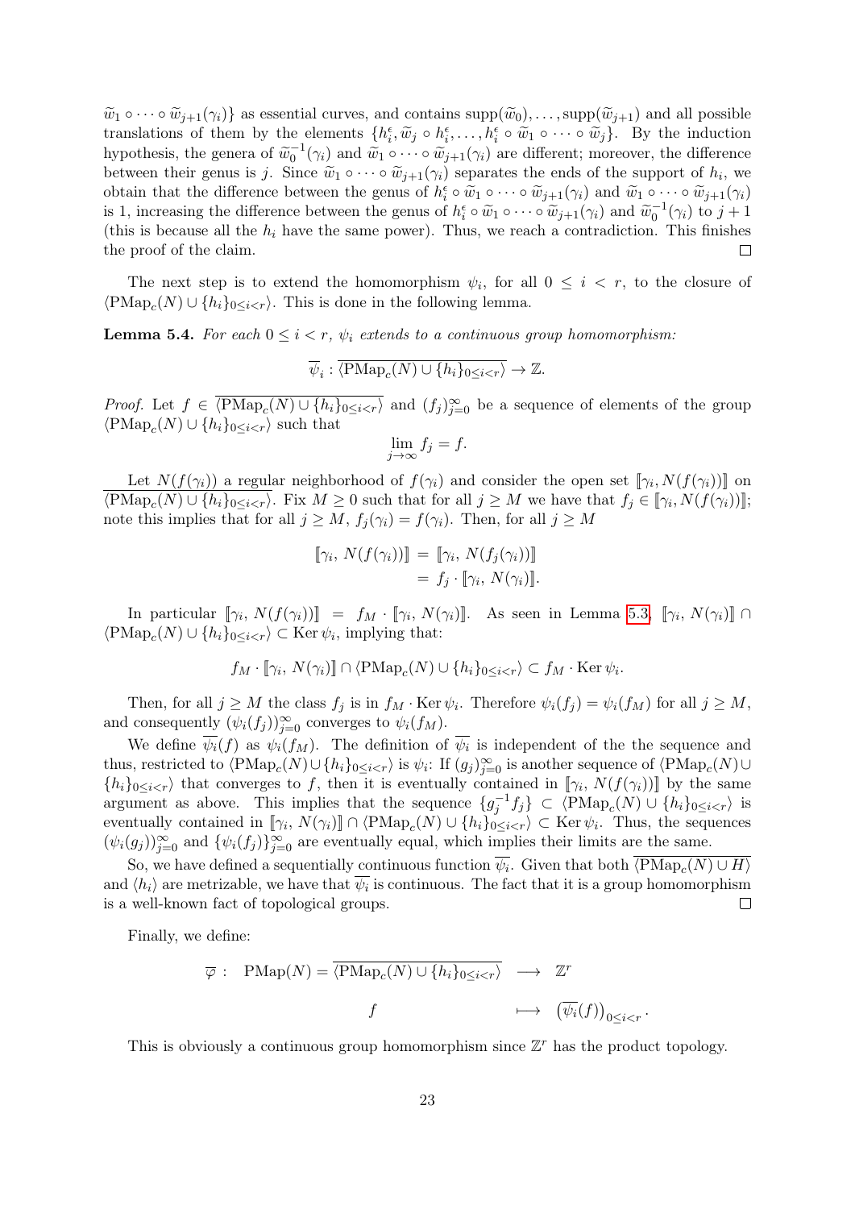$\widetilde{w}_1 \circ \cdots \circ \widetilde{w}_{j+1}(\gamma_i)\}$ as essential curves, and contains $\mathrm{supp}(\widetilde{w}_0), \ldots, \mathrm{supp}(\widetilde{w}_{j+1})$ and all possible translations of them by the elements $\{h_i^{\epsilon}, \widetilde{w}_j \circ h_i^{\epsilon}, \ldots, h_i^{\epsilon} \circ \widetilde{w}_1 \circ \cdots \circ \widetilde{w}_j\}$. By the induction hypothesis, the genera of $\widetilde{w}_0^{-1}(\gamma_i)$ and $\widetilde{w}_1 \circ \cdots \circ \widetilde{w}_{j+1}(\gamma_i)$ are different; moreover, the difference between their genus is $j$. Since $\widetilde{w}_1 \circ \cdots \circ \widetilde{w}_{j+1}(\gamma_i)$ separates the ends of the support of $h_i$, we obtain that the difference between the genus of $h_i^{\epsilon} \circ \widetilde{w}_1 \circ \cdots \circ \widetilde{w}_{j+1}(\gamma_i)$ and $\widetilde{w}_1 \circ \cdots \circ \widetilde{w}_{j+1}(\gamma_i)$ is 1, increasing the difference between the genus of $h_i^{\epsilon} \circ \widetilde{w}_1 \circ \cdots \circ \widetilde{w}_{j+1}(\gamma_i)$ and $\widetilde{w}_0^{-1}(\gamma_i)$ to $j+1$ (this is because all the $h_i$ have the same power). Thus, we reach a contradiction. This finishes the proof of the claim. □

The next step is to extend the homomorphism $\psi_i$, for all $0 \leq i < r$, to the closure of $\langle \mathrm{PMap}_c(N) \cup \{h_i\}_{0 \leq i < r} \rangle$. This is done in the following lemma.

**Lemma 5.4.** *For each $0 \leq i < r$, $\psi_i$ extends to a continuous group homomorphism:*

$$\overline{\psi}_i : \overline{\langle \mathrm{PMap}_c(N) \cup \{h_i\}_{0 \leq i < r} \rangle} \to \mathbb{Z}.$$

*Proof.* Let $f \in \overline{\langle \mathrm{PMap}_c(N) \cup \{h_i\}_{0 \leq i < r} \rangle}$ and $(f_j)_{j=0}^{\infty}$ be a sequence of elements of the group $\langle \mathrm{PMap}_c(N) \cup \{h_i\}_{0 \leq i < r} \rangle$ such that

$$\lim_{j \to \infty} f_j = f.$$

Let $N(f(\gamma_i))$ a regular neighborhood of $f(\gamma_i)$ and consider the open set $[\![\gamma_i, N(f(\gamma_i))]\!]$ on $\overline{\langle \mathrm{PMap}_c(N) \cup \{h_i\}_{0 \leq i < r} \rangle}$. Fix $M \geq 0$ such that for all $j \geq M$ we have that $f_j \in [\![\gamma_i, N(f(\gamma_i))]\!]$; note this implies that for all $j \geq M$, $f_j(\gamma_i) = f(\gamma_i)$. Then, for all $j \geq M$

$$\begin{aligned} [\![\gamma_i, N(f(\gamma_i))]\!] &= [\![\gamma_i, N(f_j(\gamma_i))]\!] \\ &= f_j \cdot [\![\gamma_i, N(\gamma_i)]\!]. \end{aligned}$$

In particular $[\![\gamma_i, N(f(\gamma_i))]\!] = f_M \cdot [\![\gamma_i, N(\gamma_i)]\!]$. As seen in Lemma 5.3, $[\![\gamma_i, N(\gamma_i)]\!] \cap \langle \mathrm{PMap}_c(N) \cup \{h_i\}_{0 \leq i < r} \rangle \subset \operatorname{Ker} \psi_i$, implying that:

$$f_M \cdot [\![\gamma_i, N(\gamma_i)]\!] \cap \langle \mathrm{PMap}_c(N) \cup \{h_i\}_{0 \leq i < r} \rangle \subset f_M \cdot \operatorname{Ker} \psi_i.$$

Then, for all $j \geq M$ the class $f_j$ is in $f_M \cdot \operatorname{Ker} \psi_i$. Therefore $\psi_i(f_j) = \psi_i(f_M)$ for all $j \geq M$, and consequently $(\psi_i(f_j))_{j=0}^{\infty}$ converges to $\psi_i(f_M)$.

We define $\overline{\psi_i}(f)$ as $\psi_i(f_M)$. The definition of $\overline{\psi_i}$ is independent of the the sequence and thus, restricted to $\langle \mathrm{PMap}_c(N) \cup \{h_i\}_{0 \leq i < r} \rangle$ is $\psi_i$: If $(g_j)_{j=0}^{\infty}$ is another sequence of $\langle \mathrm{PMap}_c(N) \cup \{h_i\}_{0 \leq i < r} \rangle$ that converges to $f$, then it is eventually contained in $[\![\gamma_i, N(f(\gamma_i))]\!]$ by the same argument as above. This implies that the sequence $\{g_j^{-1} f_j\} \subset \langle \mathrm{PMap}_c(N) \cup \{h_i\}_{0 \leq i < r} \rangle$ is eventually contained in $[\![\gamma_i, N(\gamma_i)]\!] \cap \langle \mathrm{PMap}_c(N) \cup \{h_i\}_{0 \leq i < r} \rangle \subset \operatorname{Ker} \psi_i$. Thus, the sequences $(\psi_i(g_j))_{j=0}^{\infty}$ and $\{\psi_i(f_j)\}_{j=0}^{\infty}$ are eventually equal, which implies their limits are the same.

So, we have defined a sequentially continuous function $\overline{\psi_i}$. Given that both $\overline{\langle \mathrm{PMap}_c(N) \cup H \rangle}$ and $\langle h_i \rangle$ are metrizable, we have that $\overline{\psi_i}$ is continuous. The fact that it is a group homomorphism is a well-known fact of topological groups. □

Finally, we define:

$$\begin{aligned} \overline{\varphi} : \quad \mathrm{PMap}(N) = \overline{\langle \mathrm{PMap}_c(N) \cup \{h_i\}_{0 \leq i < r} \rangle} &\longrightarrow \mathbb{Z}^r \\ f &\longmapsto \left(\overline{\psi_i}(f)\right)_{0 \leq i < r}. \end{aligned}$$

This is obviously a continuous group homomorphism since $\mathbb{Z}^r$ has the product topology.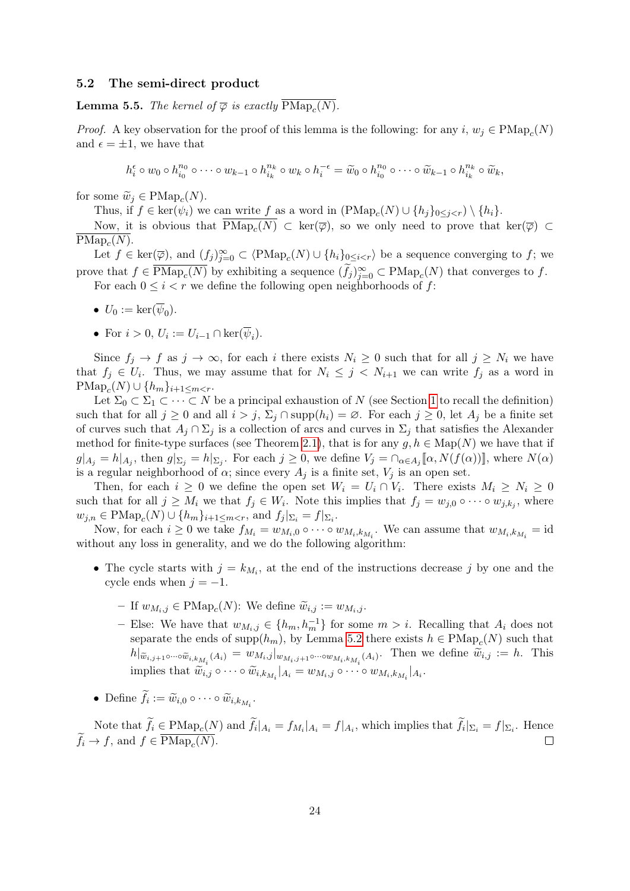## 5.2 The semi-direct product

**Lemma 5.5.** *The kernel of $\overline{\varphi}$ is exactly $\overline{\mathrm{PMap}_c(N)}$.*

*Proof.* A key observation for the proof of this lemma is the following: for any $i$, $w_j \in \mathrm{PMap}_c(N)$ and $\epsilon = \pm 1$, we have that

$$h_i^{\epsilon} \circ w_0 \circ h_{i_0}^{n_0} \circ \cdots \circ w_{k-1} \circ h_{i_k}^{n_k} \circ w_k \circ h_i^{-\epsilon} = \widetilde{w}_0 \circ h_{i_0}^{n_0} \circ \cdots \circ \widetilde{w}_{k-1} \circ h_{i_k}^{n_k} \circ \widetilde{w}_k,$$

for some $\widetilde{w}_j \in \mathrm{PMap}_c(N)$.

Thus, if $f \in \ker(\psi_i)$ we can write $f$ as a word in $(\mathrm{PMap}_c(N) \cup \{h_j\}_{0 \leq j < r}) \setminus \{h_i\}$.

Now, it is obvious that $\overline{\mathrm{PMap}_c(N)} \subset \ker(\overline{\varphi})$, so we only need to prove that $\ker(\overline{\varphi}) \subset \overline{\mathrm{PMap}_c(N)}$.

Let $f \in \ker(\overline{\varphi})$, and $(f_j)_{j=0}^{\infty} \subset \langle \mathrm{PMap}_c(N) \cup \{h_i\}_{0 \leq i < r} \rangle$ be a sequence converging to $f$; we prove that $f \in \overline{\mathrm{PMap}_c(N)}$ by exhibiting a sequence $(\widetilde{f}_j)_{j=0}^{\infty} \subset \mathrm{PMap}_c(N)$ that converges to $f$.

For each $0 \leq i < r$ we define the following open neighborhoods of $f$:

- $U_0 := \ker(\overline{\psi}_0)$.
- For $i > 0$, $U_i := U_{i-1} \cap \ker(\overline{\psi}_i)$.

Since $f_j \to f$ as $j \to \infty$, for each $i$ there exists $N_i \geq 0$ such that for all $j \geq N_i$ we have that $f_j \in U_i$. Thus, we may assume that for $N_i \leq j < N_{i+1}$ we can write $f_j$ as a word in $\mathrm{PMap}_c(N) \cup \{h_m\}_{i+1 \leq m < r}$.

Let $\Sigma_0 \subset \Sigma_1 \subset \cdots \subset N$ be a principal exhaustion of $N$ (see Section 1 to recall the definition) such that for all $j \geq 0$ and all $i > j$, $\Sigma_j \cap \mathrm{supp}(h_i) = \varnothing$. For each $j \geq 0$, let $A_j$ be a finite set of curves such that $A_j \cap \Sigma_j$ is a collection of arcs and curves in $\Sigma_j$ that satisfies the Alexander method for finite-type surfaces (see Theorem 2.1), that is for any $g, h \in \mathrm{Map}(N)$ we have that if $g|_{A_j} = h|_{A_j}$, then $g|_{\Sigma_j} = h|_{\Sigma_j}$. For each $j \geq 0$, we define $V_j = \cap_{\alpha \in A_j} [\![\alpha, N(f(\alpha))]\!]$, where $N(\alpha)$ is a regular neighborhood of $\alpha$; since every $A_j$ is a finite set, $V_j$ is an open set.

Then, for each $i \geq 0$ we define the open set $W_i = U_i \cap V_i$. There exists $M_i \geq N_i \geq 0$ such that for all $j \geq M_i$ we that $f_j \in W_i$. Note this implies that $f_j = w_{j,0} \circ \cdots \circ w_{j,k_j}$, where $w_{j,n} \in \mathrm{PMap}_c(N) \cup \{h_m\}_{i+1 \leq m < r}$, and $f_j|_{\Sigma_i} = f|_{\Sigma_i}$.

Now, for each $i \geq 0$ we take $f_{M_i} = w_{M_i,0} \circ \cdots \circ w_{M_i,k_{M_i}}$. We can assume that $w_{M_i,k_{M_i}} = \mathrm{id}$ without any loss in generality, and we do the following algorithm:

- The cycle starts with $j = k_{M_i}$, at the end of the instructions decrease $j$ by one and the cycle ends when $j = -1$.
  - If $w_{M_i,j} \in \mathrm{PMap}_c(N)$: We define $\widetilde{w}_{i,j} := w_{M_i,j}$.
  - Else: We have that $w_{M_i,j} \in \{h_m, h_m^{-1}\}$ for some $m > i$. Recalling that $A_i$ does not separate the ends of $\mathrm{supp}(h_m)$, by Lemma 5.2 there exists $h \in \mathrm{PMap}_c(N)$ such that $h|_{\widetilde{w}_{i,j+1} \circ \cdots \circ \widetilde{w}_{i,k_{M_i}}(A_i)} = w_{M_i,j}|_{w_{M_i,j+1} \circ \cdots \circ w_{M_i,k_{M_i}}(A_i)}$. Then we define $\widetilde{w}_{i,j} := h$. This implies that $\widetilde{w}_{i,j} \circ \cdots \circ \widetilde{w}_{i,k_{M_i}}|_{A_i} = w_{M_i,j} \circ \cdots \circ w_{M_i,k_{M_i}}|_{A_i}$.
- Define $\widetilde{f}_i := \widetilde{w}_{i,0} \circ \cdots \circ \widetilde{w}_{i,k_{M_i}}$.

Note that $\widetilde{f}_i \in \mathrm{PMap}_c(N)$ and $\widetilde{f}_i|_{A_i} = f_{M_i}|_{A_i} = f|_{A_i}$, which implies that $\widetilde{f}_i|_{\Sigma_i} = f|_{\Sigma_i}$. Hence $\widetilde{f}_i \to f$, and $f \in \overline{\mathrm{PMap}_c(N)}$. ☐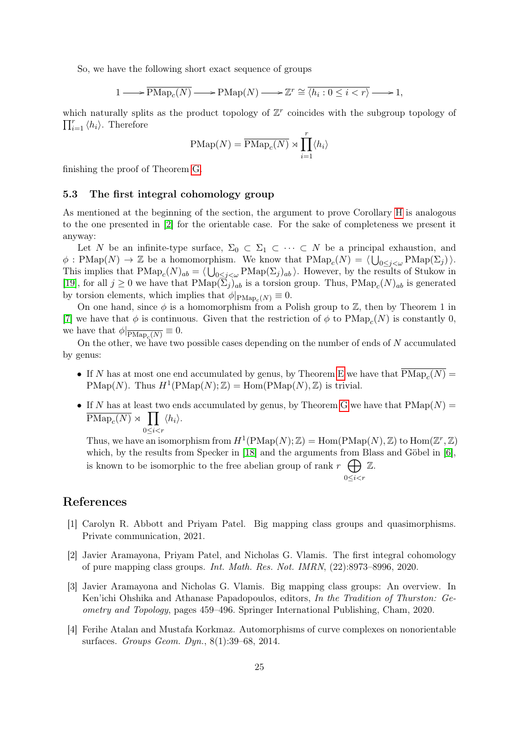So, we have the following short exact sequence of groups

$$1 \longrightarrow \overline{\mathrm{PMap}_c(N)} \longrightarrow \mathrm{PMap}(N) \longrightarrow \mathbb{Z}^r \cong \overline{\langle h_i : 0 \leq i < r \rangle} \longrightarrow 1,$$

which naturally splits as the product topology of $\mathbb{Z}^r$ coincides with the subgroup topology of $\prod_{i=1}^r \langle h_i \rangle$. Therefore

$$\mathrm{PMap}(N) = \overline{\mathrm{PMap}_c(N)} \rtimes \prod_{i=1}^{r} \langle h_i \rangle$$

finishing the proof of Theorem G.

### 5.3 The first integral cohomology group

As mentioned at the beginning of the section, the argument to prove Corollary H is analogous to the one presented in [2] for the orientable case. For the sake of completeness we present it anyway:

Let $N$ be an infinite-type surface, $\Sigma_0 \subset \Sigma_1 \subset \cdots \subset N$ be a principal exhaustion, and $\phi : \mathrm{PMap}(N) \to \mathbb{Z}$ be a homomorphism. We know that $\mathrm{PMap}_c(N) = \langle \bigcup_{0 \leq j < \omega} \mathrm{PMap}(\Sigma_j) \rangle$. This implies that $\mathrm{PMap}_c(N)_{ab} = \langle \bigcup_{0 \leq j < \omega} \mathrm{PMap}(\Sigma_j)_{ab} \rangle$. However, by the results of Stukow in [19], for all $j \geq 0$ we have that $\mathrm{PMap}(\Sigma_j)_{ab}$ is a torsion group. Thus, $\mathrm{PMap}_c(N)_{ab}$ is generated by torsion elements, which implies that $\phi|_{\mathrm{PMap}_c(N)} \equiv 0$.

On one hand, since $\phi$ is a homomorphism from a Polish group to $\mathbb{Z}$, then by Theorem 1 in [7] we have that $\phi$ is continuous. Given that the restriction of $\phi$ to $\mathrm{PMap}_c(N)$ is constantly 0, we have that $\phi|_{\overline{\mathrm{PMap}_c(N)}} \equiv 0$.

On the other, we have two possible cases depending on the number of ends of $N$ accumulated by genus:

- If $N$ has at most one end accumulated by genus, by Theorem E we have that $\overline{\mathrm{PMap}_c(N)} = \mathrm{PMap}(N)$. Thus $H^1(\mathrm{PMap}(N); \mathbb{Z}) = \mathrm{Hom}(\mathrm{PMap}(N), \mathbb{Z})$ is trivial.
- If $N$ has at least two ends accumulated by genus, by Theorem G we have that $\mathrm{PMap}(N) = \overline{\mathrm{PMap}_c(N)} \rtimes \prod_{0 \leq i < r} \langle h_i \rangle$.

  Thus, we have an isomorphism from $H^1(\mathrm{PMap}(N); \mathbb{Z}) = \mathrm{Hom}(\mathrm{PMap}(N), \mathbb{Z})$ to $\mathrm{Hom}(\mathbb{Z}^r, \mathbb{Z})$ which, by the results from Specker in [18] and the arguments from Blass and Göbel in [6], is known to be isomorphic to the free abelian group of rank $r$ $\bigoplus_{0 \leq i < r} \mathbb{Z}$.

## References

[1] Carolyn R. Abbott and Priyam Patel. Big mapping class groups and quasimorphisms. Private communication, 2021.

[2] Javier Aramayona, Priyam Patel, and Nicholas G. Vlamis. The first integral cohomology of pure mapping class groups. *Int. Math. Res. Not. IMRN*, (22):8973–8996, 2020.

[3] Javier Aramayona and Nicholas G. Vlamis. Big mapping class groups: An overview. In Ken'ichi Ohshika and Athanase Papadopoulos, editors, *In the Tradition of Thurston: Geometry and Topology*, pages 459–496. Springer International Publishing, Cham, 2020.

[4] Ferihe Atalan and Mustafa Korkmaz. Automorphisms of curve complexes on nonorientable surfaces. *Groups Geom. Dyn.*, 8(1):39–68, 2014.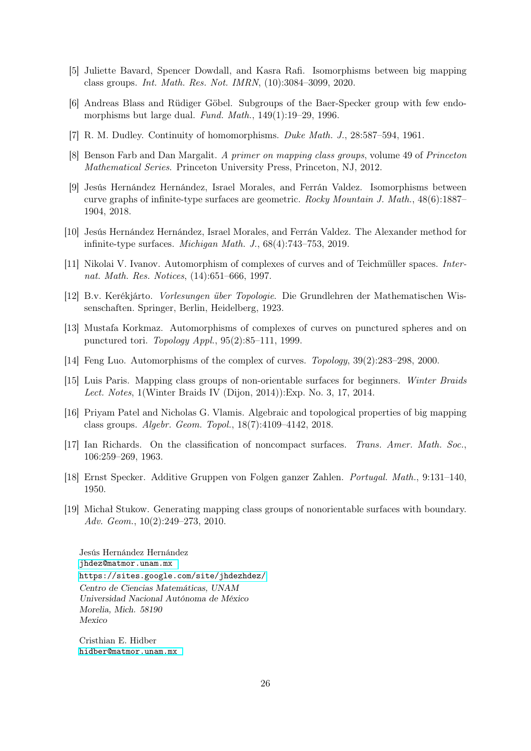[5] Juliette Bavard, Spencer Dowdall, and Kasra Rafi. Isomorphisms between big mapping class groups. *Int. Math. Res. Not. IMRN*, (10):3084–3099, 2020.

[6] Andreas Blass and Rüdiger Göbel. Subgroups of the Baer-Specker group with few endomorphisms but large dual. *Fund. Math.*, 149(1):19–29, 1996.

[7] R. M. Dudley. Continuity of homomorphisms. *Duke Math. J.*, 28:587–594, 1961.

[8] Benson Farb and Dan Margalit. *A primer on mapping class groups*, volume 49 of *Princeton Mathematical Series*. Princeton University Press, Princeton, NJ, 2012.

[9] Jesús Hernández Hernández, Israel Morales, and Ferrán Valdez. Isomorphisms between curve graphs of infinite-type surfaces are geometric. *Rocky Mountain J. Math.*, 48(6):1887–1904, 2018.

[10] Jesús Hernández Hernández, Israel Morales, and Ferrán Valdez. The Alexander method for infinite-type surfaces. *Michigan Math. J.*, 68(4):743–753, 2019.

[11] Nikolai V. Ivanov. Automorphism of complexes of curves and of Teichmüller spaces. *Internat. Math. Res. Notices*, (14):651–666, 1997.

[12] B.v. Kerékjárto. *Vorlesungen über Topologie*. Die Grundlehren der Mathematischen Wissenschaften. Springer, Berlin, Heidelberg, 1923.

[13] Mustafa Korkmaz. Automorphisms of complexes of curves on punctured spheres and on punctured tori. *Topology Appl.*, 95(2):85–111, 1999.

[14] Feng Luo. Automorphisms of the complex of curves. *Topology*, 39(2):283–298, 2000.

[15] Luis Paris. Mapping class groups of non-orientable surfaces for beginners. *Winter Braids Lect. Notes*, 1(Winter Braids IV (Dijon, 2014)):Exp. No. 3, 17, 2014.

[16] Priyam Patel and Nicholas G. Vlamis. Algebraic and topological properties of big mapping class groups. *Algebr. Geom. Topol.*, 18(7):4109–4142, 2018.

[17] Ian Richards. On the classification of noncompact surfaces. *Trans. Amer. Math. Soc.*, 106:259–269, 1963.

[18] Ernst Specker. Additive Gruppen von Folgen ganzer Zahlen. *Portugal. Math.*, 9:131–140, 1950.

[19] Michał Stukow. Generating mapping class groups of nonorientable surfaces with boundary. *Adv. Geom.*, 10(2):249–273, 2010.

Jesús Hernández Hernández
jhdez@matmor.unam.mx
https://sites.google.com/site/jhdezhdez/
*Centro de Ciencias Matemáticas, UNAM*
*Universidad Nacional Autónoma de México*
*Morelia, Mich. 58190*
*Mexico*

Cristhian E. Hidber
hidber@matmor.unam.mx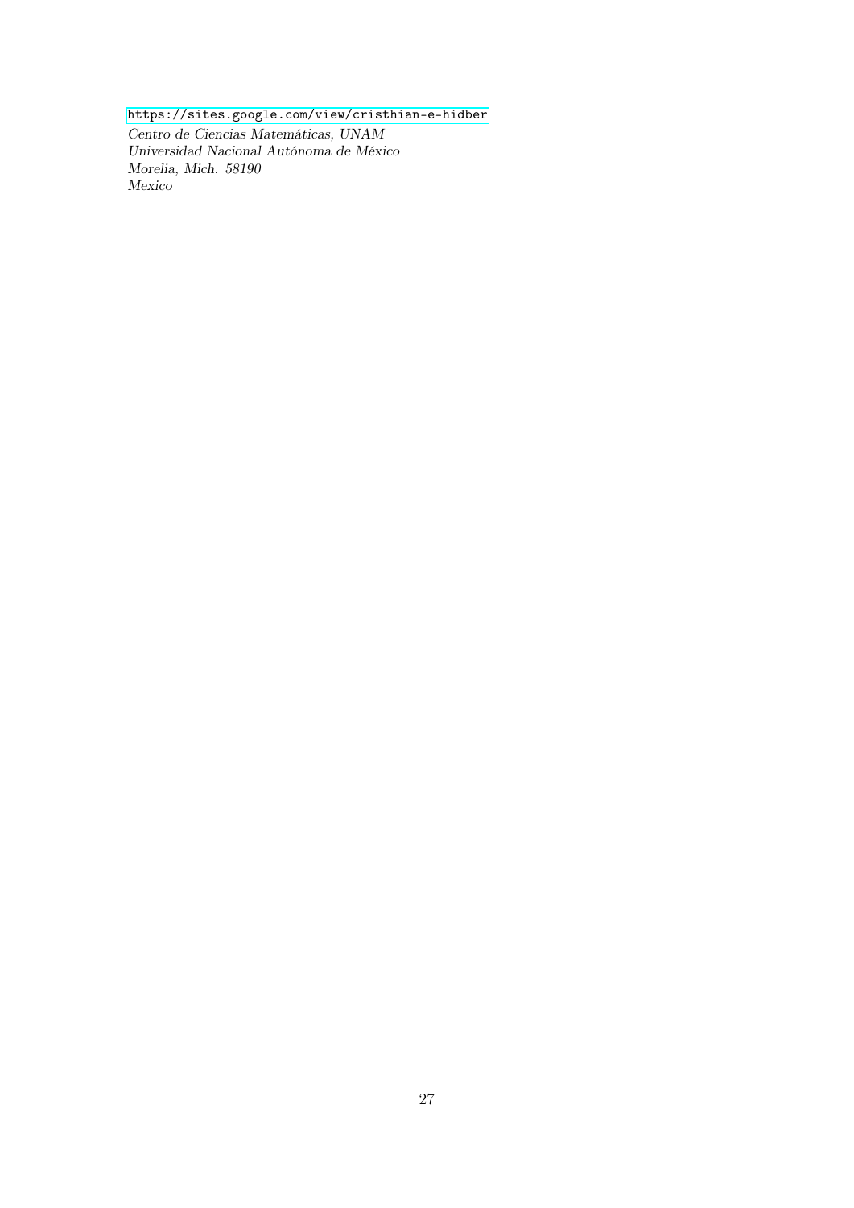https://sites.google.com/view/cristhian-e-hidber

*Centro de Ciencias Matemáticas, UNAM*
*Universidad Nacional Autónoma de México*
*Morelia, Mich. 58190*
*Mexico*